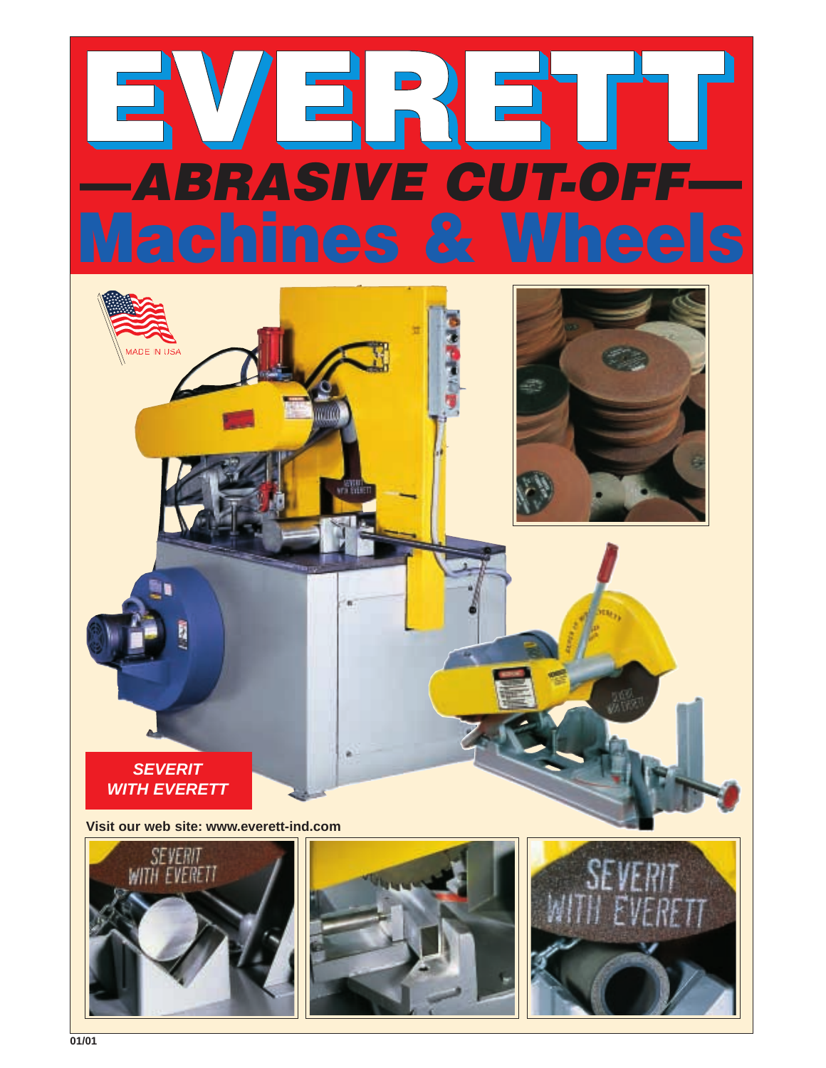# EVERETT

## —ABRASIVE CUT-OFF—

# Machines & Wheels

MADE IN USA

***SEVERIT WITH EVERETT***

**Visit our web site: www.everett-ind.com**

**01/01**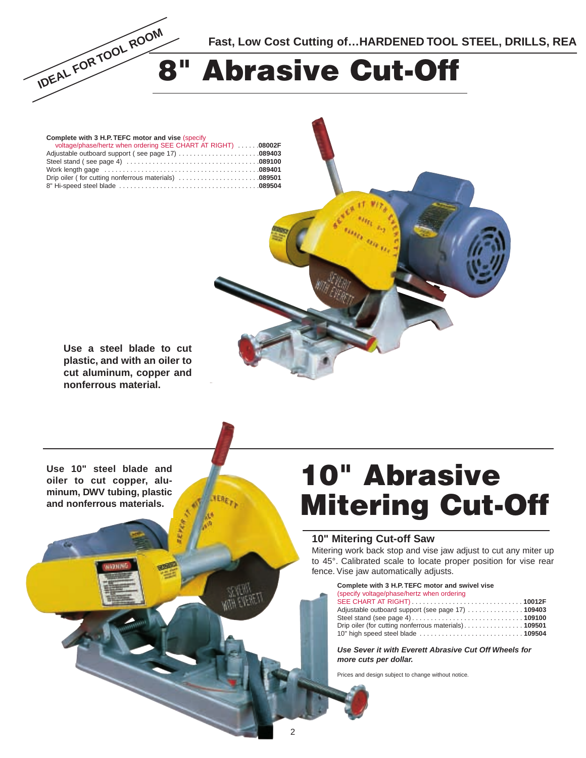IDEAL FOR TOOL ROOM

**Fast, Low Cost Cutting of…HARDENED TOOL STEEL, DRILLS, REA**

# 8" Abrasive Cut-Off

| Item | Part No. |
|---|---|
| **Complete with 3 H.P. TEFC motor and vise** (specify voltage/phase/hertz when ordering SEE CHART AT RIGHT) | **08002F** |
| Adjustable outboard support ( see page 17) | **089403** |
| Steel stand ( see page 4) | **089100** |
| Work length gage | **089401** |
| Drip oiler ( for cutting nonferrous materials) | **089501** |
| 8" Hi-speed steel blade | **089504** |

**Use a steel blade to cut plastic, and with an oiler to cut aluminum, copper and nonferrous material.**

**Use 10" steel blade and oiler to cut copper, aluminum, DWV tubing, plastic and nonferrous materials.**

# 10" Abrasive Mitering Cut-Off

## 10" Mitering Cut-off Saw

Mitering work back stop and vise jaw adjust to cut any miter up to 45°. Calibrated scale to locate proper position for vise rear fence. Vise jaw automatically adjusts.

| Item | Part No. |
|---|---|
| **Complete with 3 H.P. TEFC motor and swivel vise** (specify voltage/phase/hertz when ordering SEE CHART AT RIGHT) | **10012F** |
| Adjustable outboard support (see page 17) | **109403** |
| Steel stand (see page 4) | **109100** |
| Drip oiler (for cutting nonferrous materials) | **109501** |
| 10" high speed steel blade | **109504** |

***Use Sever it with Everett Abrasive Cut Off Wheels for more cuts per dollar.***

Prices and design subject to change without notice.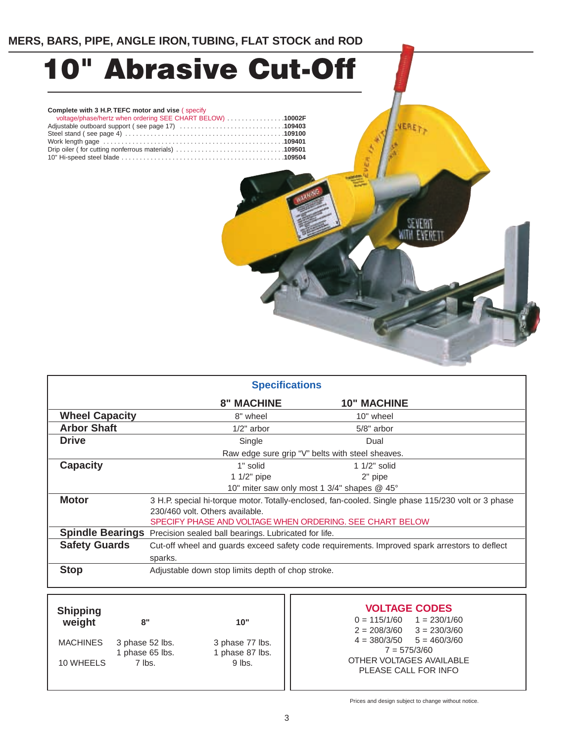MERS, BARS, PIPE, ANGLE IRON, TUBING, FLAT STOCK and ROD

# 10" Abrasive Cut-Off

**Complete with 3 H.P. TEFC motor and vise** ( specify voltage/phase/hertz when ordering SEE CHART BELOW) . . . . . . . . . . . . . . . . **10002F**
Adjustable outboard support ( see page 17) . . . . . . . . . . . . . . . . . . . . . . . . . . . . **109403**
Steel stand ( see page 4) . . . . . . . . . . . . . . . . . . . . . . . . . . . . . . . . . . . . . . . . . . **109100**
Work length gage . . . . . . . . . . . . . . . . . . . . . . . . . . . . . . . . . . . . . . . . . . . . . . . . **109401**
Drip oiler ( for cutting nonferrous materials) . . . . . . . . . . . . . . . . . . . . . . . . . . . . **109501**
10" Hi-speed steel blade . . . . . . . . . . . . . . . . . . . . . . . . . . . . . . . . . . . . . . . . . . . **109504**

## Specifications

| | 8" MACHINE | 10" MACHINE |
|---|---|---|
| **Wheel Capacity** | 8" wheel | 10" wheel |
| **Arbor Shaft** | 1/2" arbor | 5/8" arbor |
| **Drive** | Single | Dual |
| | Raw edge sure grip "V" belts with steel sheaves. | |
| **Capacity** | 1" solid | 1 1/2" solid |
| | 1 1/2" pipe | 2" pipe |
| | 10" miter saw only most 1 3/4" shapes @ 45° | |
| **Motor** | 3 H.P. special hi-torque motor. Totally-enclosed, fan-cooled. Single phase 115/230 volt or 3 phase 230/460 volt. Others available. SPECIFY PHASE AND VOLTAGE WHEN ORDERING. SEE CHART BELOW | |
| **Spindle Bearings** | Precision sealed ball bearings. Lubricated for life. | |
| **Safety Guards** | Cut-off wheel and guards exceed safety code requirements. Improved spark arrestors to deflect sparks. | |
| **Stop** | Adjustable down stop limits depth of chop stroke. | |

| Shipping weight | 8" | 10" |
|---|---|---|
| MACHINES | 3 phase 52 lbs. 1 phase 65 lbs. | 3 phase 77 lbs. 1 phase 87 lbs. |
| 10 WHEELS | 7 lbs. | 9 lbs. |

**VOLTAGE CODES**

0 = 115/1/60 &nbsp;&nbsp; 1 = 230/1/60
2 = 208/3/60 &nbsp;&nbsp; 3 = 230/3/60
4 = 380/3/50 &nbsp;&nbsp; 5 = 460/3/60
7 = 575/3/60

OTHER VOLTAGES AVAILABLE
PLEASE CALL FOR INFO

Prices and design subject to change without notice.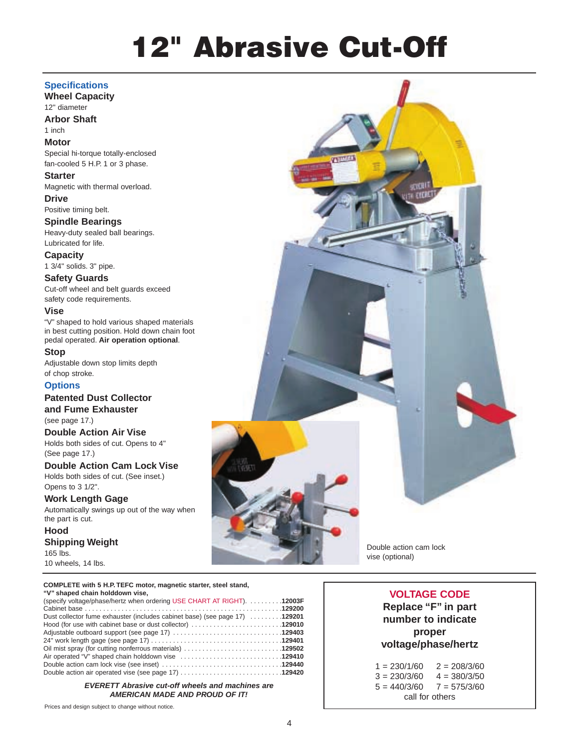# 12" Abrasive Cut-Off

## Specifications

### Wheel Capacity
12" diameter

### Arbor Shaft
1 inch

### Motor
Special hi-torque totally-enclosed fan-cooled 5 H.P. 1 or 3 phase.

### Starter
Magnetic with thermal overload.

### Drive
Positive timing belt.

### Spindle Bearings
Heavy-duty sealed ball bearings. Lubricated for life.

### Capacity
1 3/4" solids. 3" pipe.

### Safety Guards
Cut-off wheel and belt guards exceed safety code requirements.

### Vise
"V" shaped to hold various shaped materials in best cutting position. Hold down chain foot pedal operated. **Air operation optional**.

### Stop
Adjustable down stop limits depth of chop stroke.

## Options

### Patented Dust Collector and Fume Exhauster
(see page 17.)

### Double Action Air Vise
Holds both sides of cut. Opens to 4" (See page 17.)

### Double Action Cam Lock Vise
Holds both sides of cut. (See inset.) Opens to 3 1/2".

### Work Length Gage
Automatically swings up out of the way when the part is cut.

### Hood

### Shipping Weight
165 lbs.
10 wheels, 14 lbs.

Double action cam lock vise (optional)

**COMPLETE with 5 H.P. TEFC motor, magnetic starter, steel stand, "V" shaped chain holddown vise,**

| Item | Part No. |
|---|---|
| (specify voltage/phase/hertz when ordering USE CHART AT RIGHT) | **12003F** |
| Cabinet base | **129200** |
| Dust collector fume exhauster (includes cabinet base) (see page 17) | **129201** |
| Hood (for use with cabinet base or dust collector) | **129010** |
| Adjustable outboard support (see page 17) | **129403** |
| 24" work length gage (see page 17) | **129401** |
| Oil mist spray (for cutting nonferrous materials) | **129502** |
| Air operated "V" shaped chain holddown vise | **129410** |
| Double action cam lock vise (see inset) | **129440** |
| Double action air operated vise (see page 17) | **129420** |

***EVERETT Abrasive cut-off wheels and machines are AMERICAN MADE AND PROUD OF IT!***

Prices and design subject to change without notice.

## VOLTAGE CODE

**Replace "F" in part number to indicate proper voltage/phase/hertz**

| | |
|---|---|
| 1 = 230/1/60 | 2 = 208/3/60 |
| 3 = 230/3/60 | 4 = 380/3/50 |
| 5 = 440/3/60 | 7 = 575/3/60 |

call for others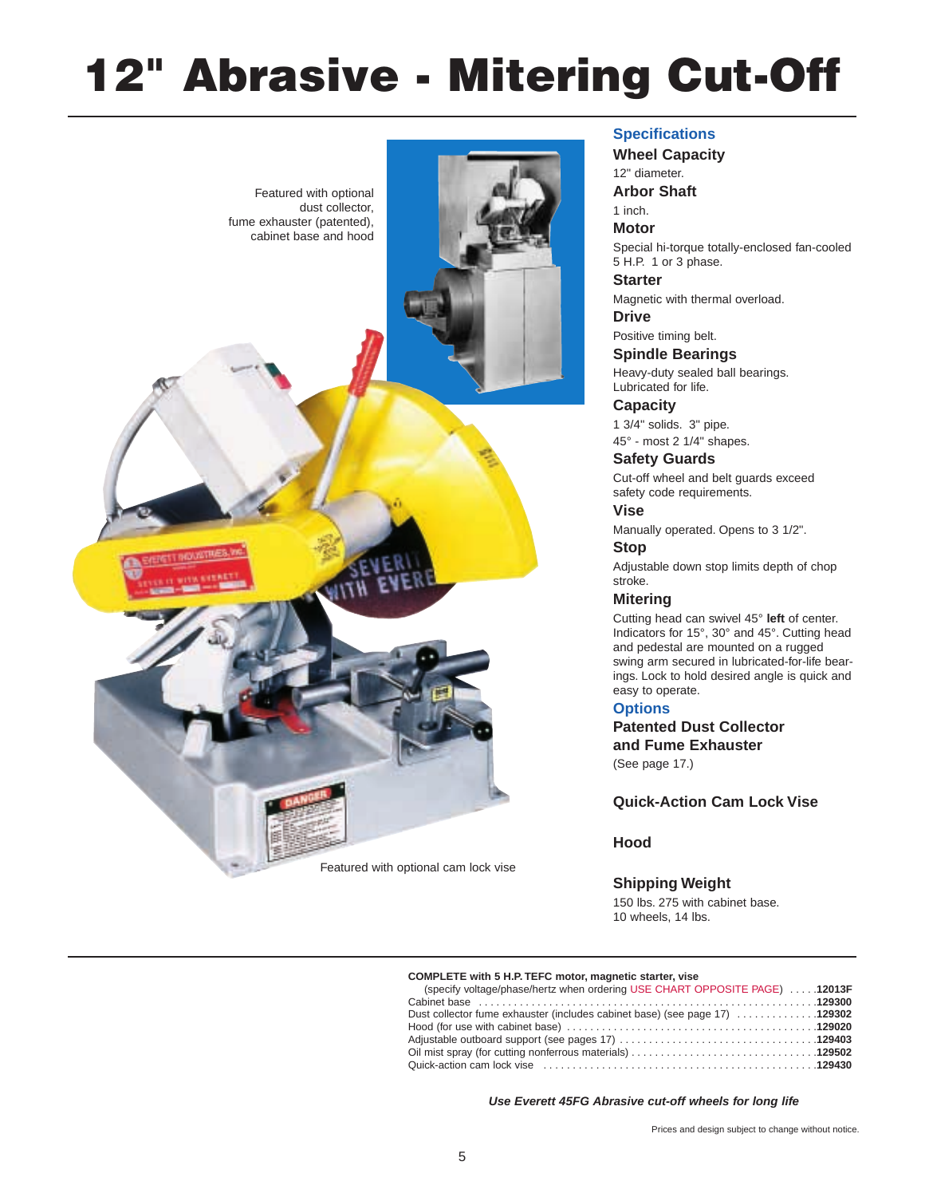# 12" Abrasive - Mitering Cut-Off

Featured with optional dust collector, fume exhauster (patented), cabinet base and hood

Featured with optional cam lock vise

## Specifications

### Wheel Capacity

12" diameter.

### Arbor Shaft

1 inch.

### Motor

Special hi-torque totally-enclosed fan-cooled 5 H.P. 1 or 3 phase.

### Starter

Magnetic with thermal overload.

### Drive

Positive timing belt.

### Spindle Bearings

Heavy-duty sealed ball bearings. Lubricated for life.

### Capacity

1 3/4" solids. 3" pipe.
45° - most 2 1/4" shapes.

### Safety Guards

Cut-off wheel and belt guards exceed safety code requirements.

### Vise

Manually operated. Opens to 3 1/2".

### Stop

Adjustable down stop limits depth of chop stroke.

### Mitering

Cutting head can swivel 45° **left** of center. Indicators for 15°, 30° and 45°. Cutting head and pedestal are mounted on a rugged swing arm secured in lubricated-for-life bearings. Lock to hold desired angle is quick and easy to operate.

## Options

### Patented Dust Collector and Fume Exhauster

(See page 17.)

### Quick-Action Cam Lock Vise

### Hood

### Shipping Weight

150 lbs. 275 with cabinet base.
10 wheels, 14 lbs.

---

**COMPLETE with 5 H.P. TEFC motor, magnetic starter, vise**

| Item | Number |
|---|---|
| (specify voltage/phase/hertz when ordering USE CHART OPPOSITE PAGE) | **12013F** |
| Cabinet base | **129300** |
| Dust collector fume exhauster (includes cabinet base) (see page 17) | **129302** |
| Hood (for use with cabinet base) | **129020** |
| Adjustable outboard support (see pages 17) | **129403** |
| Oil mist spray (for cutting nonferrous materials) | **129502** |
| Quick-action cam lock vise | **129430** |

***Use Everett 45FG Abrasive cut-off wheels for long life***

Prices and design subject to change without notice.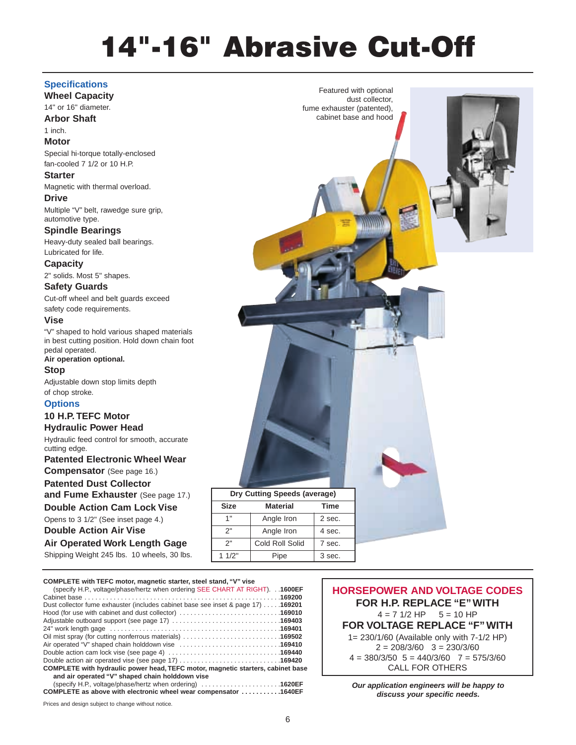# 14"-16" Abrasive Cut-Off

## Specifications

**Wheel Capacity**

14" or 16" diameter.

**Arbor Shaft**

1 inch.

**Motor**

Special hi-torque totally-enclosed fan-cooled 7 1/2 or 10 H.P.

**Starter**

Magnetic with thermal overload.

**Drive**

Multiple "V" belt, rawedge sure grip, automotive type.

**Spindle Bearings**

Heavy-duty sealed ball bearings. Lubricated for life.

**Capacity**

2" solids. Most 5" shapes.

**Safety Guards**

Cut-off wheel and belt guards exceed safety code requirements.

**Vise**

"V" shaped to hold various shaped materials in best cutting position. Hold down chain foot pedal operated.

**Air operation optional.**

**Stop**

Adjustable down stop limits depth of chop stroke.

## Options

**10 H.P. TEFC Motor**

**Hydraulic Power Head**

Hydraulic feed control for smooth, accurate cutting edge.

**Patented Electronic Wheel Wear Compensator** (See page 16.)

**Patented Dust Collector and Fume Exhauster** (See page 17.)

**Double Action Cam Lock Vise**

Opens to 3 1/2" (See inset page 4.)

**Double Action Air Vise**

**Air Operated Work Length Gage**

Shipping Weight 245 lbs. 10 wheels, 30 lbs.

Featured with optional dust collector, fume exhauster (patented), cabinet base and hood

| Dry Cutting Speeds (average) | | |
|---|---|---|
| Size | Material | Time |
| 1" | Angle Iron | 2 sec. |
| 2" | Angle Iron | 4 sec. |
| 2" | Cold Roll Solid | 7 sec. |
| 1 1/2" | Pipe | 3 sec. |

**COMPLETE with TEFC motor, magnetic starter, steel stand, "V" vise**
(specify H.P., voltage/phase/hertz when ordering SEE CHART AT RIGHT). . .**1600EF**
Cabinet base . . . . . . . . . . **169200**
Dust collector fume exhauster (includes cabinet base see inset & page 17) . . . . .**169201**
Hood (for use with cabinet and dust collector) . . . . . . . . . . **169010**
Adjustable outboard support (see page 17) . . . . . . . . . . **169403**
24" work length gage . . . . . . . . . . **169401**
Oil mist spray (for cutting nonferrous materials) . . . . . . . . . . **169502**
Air operated "V" shaped chain holddown vise . . . . . . . . . . **169410**
Double action cam lock vise (see page 4) . . . . . . . . . . **169440**
Double action air operated vise (see page 17) . . . . . . . . . . **169420**
**COMPLETE with hydraulic power head, TEFC motor, magnetic starters, cabinet base and air operated "V" shaped chain holddown vise**
(specify H.P., voltage/phase/hertz when ordering) . . . . . . . . . . **1620EF**
**COMPLETE as above with electronic wheel wear compensator . . . . . . . . . . .1640EF**

Prices and design subject to change without notice.

**HORSEPOWER AND VOLTAGE CODES**

**FOR H.P. REPLACE "E" WITH**

4 = 7 1/2 HP  5 = 10 HP

**FOR VOLTAGE REPLACE "F" WITH**

1= 230/1/60 (Available only with 7-1/2 HP)
2 = 208/3/60  3 = 230/3/60
4 = 380/3/50  5 = 440/3/60  7 = 575/3/60
CALL FOR OTHERS

***Our application engineers will be happy to discuss your specific needs.***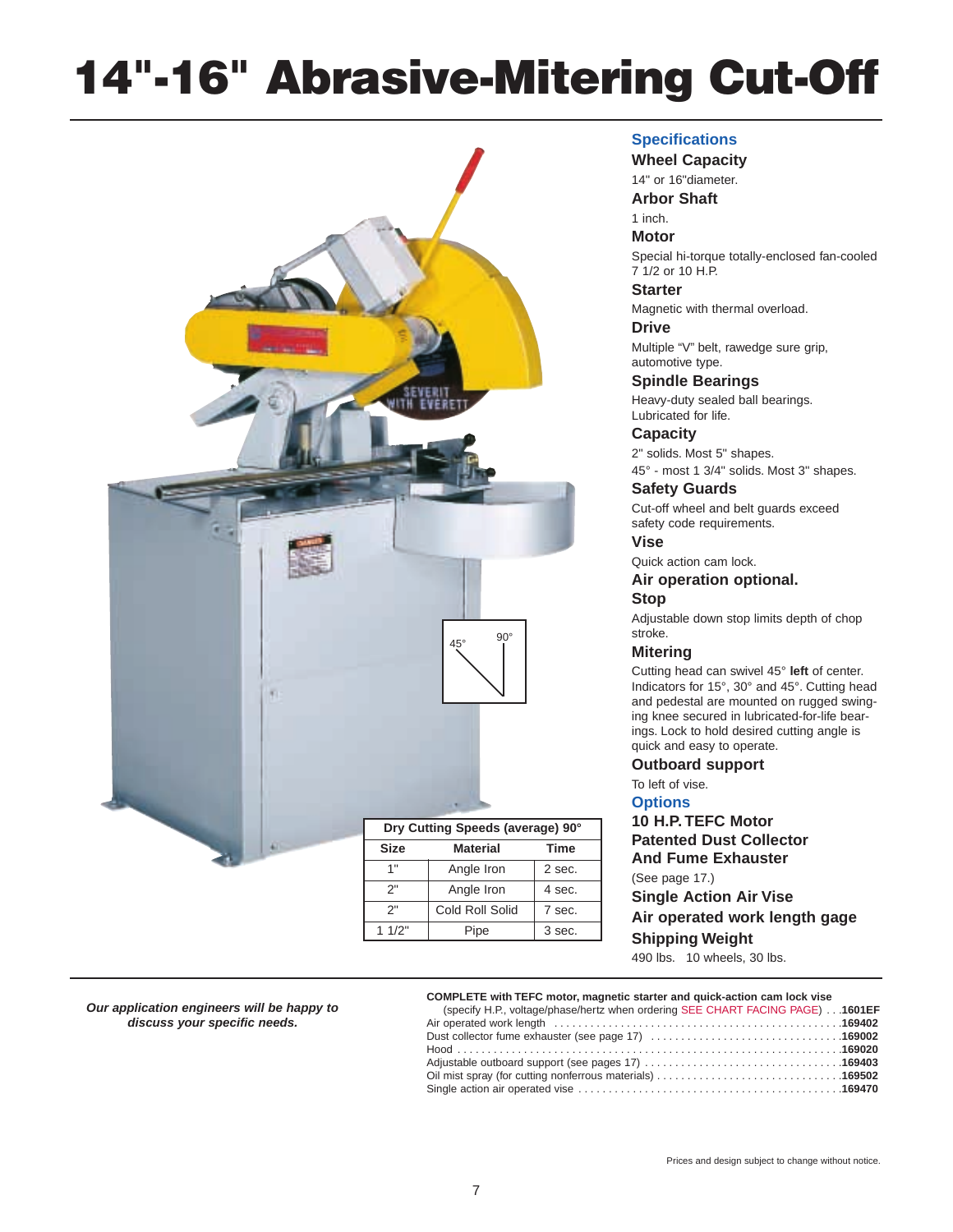# 14"-16" Abrasive-Mitering Cut-Off

## Specifications

**Wheel Capacity**

14" or 16"diameter.

**Arbor Shaft**

1 inch.

**Motor**

Special hi-torque totally-enclosed fan-cooled 7 1/2 or 10 H.P.

**Starter**

Magnetic with thermal overload.

**Drive**

Multiple "V" belt, rawedge sure grip, automotive type.

**Spindle Bearings**

Heavy-duty sealed ball bearings. Lubricated for life.

**Capacity**

2" solids. Most 5" shapes.

45° - most 1 3/4" solids. Most 3" shapes.

**Safety Guards**

Cut-off wheel and belt guards exceed safety code requirements.

**Vise**

Quick action cam lock.

**Air operation optional.**

**Stop**

Adjustable down stop limits depth of chop stroke.

**Mitering**

Cutting head can swivel 45° **left** of center. Indicators for 15°, 30° and 45°. Cutting head and pedestal are mounted on rugged swinging knee secured in lubricated-for-life bearings. Lock to hold desired cutting angle is quick and easy to operate.

**Outboard support**

To left of vise.

## Options

**10 H.P. TEFC Motor**

**Patented Dust Collector And Fume Exhauster**

(See page 17.)

**Single Action Air Vise**

**Air operated work length gage**

**Shipping Weight**

490 lbs. 10 wheels, 30 lbs.

45° 90°

| Dry Cutting Speeds (average) 90° | | |
|---|---|---|
| **Size** | **Material** | **Time** |
| 1" | Angle Iron | 2 sec. |
| 2" | Angle Iron | 4 sec. |
| 2" | Cold Roll Solid | 7 sec. |
| 1 1/2" | Pipe | 3 sec. |

***Our application engineers will be happy to discuss your specific needs.***

**COMPLETE with TEFC motor, magnetic starter and quick-action cam lock vise**

(specify H.P., voltage/phase/hertz when ordering SEE CHART FACING PAGE) . . . **1601EF**

Air operated work length . . . **169402**

Dust collector fume exhauster (see page 17) . . . **169002**

Hood . . . **169020**

Adjustable outboard support (see pages 17) . . . **169403**

Oil mist spray (for cutting nonferrous materials) . . . **169502**

Single action air operated vise . . . **169470**

Prices and design subject to change without notice.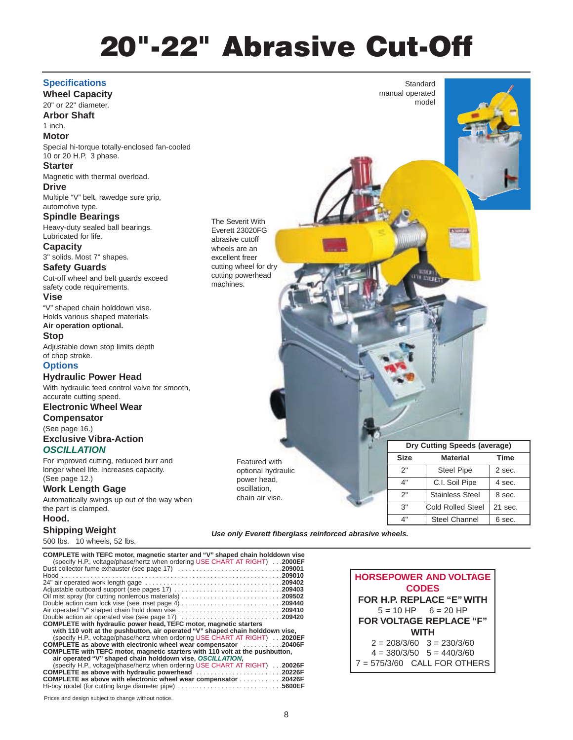# 20"-22" Abrasive Cut-Off

## Specifications

### Wheel Capacity
20" or 22" diameter.

### Arbor Shaft
1 inch.

### Motor
Special hi-torque totally-enclosed fan-cooled 10 or 20 H.P. 3 phase.

### Starter
Magnetic with thermal overload.

### Drive
Multiple "V" belt, rawedge sure grip, automotive type.

### Spindle Bearings
Heavy-duty sealed ball bearings. Lubricated for life.

### Capacity
3" solids. Most 7" shapes.

### Safety Guards
Cut-off wheel and belt guards exceed safety code requirements.

### Vise
"V" shaped chain holddown vise. Holds various shaped materials.
**Air operation optional.**

### Stop
Adjustable down stop limits depth of chop stroke.

## Options

### Hydraulic Power Head
With hydraulic feed control valve for smooth, accurate cutting speed.

### Electronic Wheel Wear Compensator
(See page 16.)

### Exclusive Vibra-Action *OSCILLATION*
For improved cutting, reduced burr and longer wheel life. Increases capacity. (See page 12.)

### Work Length Gage
Automatically swings up out of the way when the part is clamped.

### Hood.

### Shipping Weight
500 lbs. 10 wheels, 52 lbs.

Standard manual operated model

The Severit With Everett 23020FG abrasive cutoff wheels are an excellent freer cutting wheel for dry cutting powerhead machines.

Featured with optional hydraulic power head, oscillation, chain air vise.

| Dry Cutting Speeds (average) | | |
|---|---|---|
| **Size** | **Material** | **Time** |
| 2" | Steel Pipe | 2 sec. |
| 4" | C.I. Soil Pipe | 4 sec. |
| 2" | Stainless Steel | 8 sec. |
| 3" | Cold Rolled Steel | 21 sec. |
| 4" | Steel Channel | 6 sec. |

***Use only Everett fiberglass reinforced abrasive wheels.***

**COMPLETE with TEFC motor, magnetic starter and "V" shaped chain holddown vise**
(specify H.P., voltage/phase/hertz when ordering USE CHART AT RIGHT) . . . **2000EF**
Dust collector fume exhauster (see page 17) . . . **209001**
Hood . . . **209010**
24" air operated work length gage . . . **209402**
Adjustable outboard support (see pages 17) . . . **209403**
Oil mist spray (for cutting nonferrous materials) . . . **209502**
Double action cam lock vise (see inset page 4) . . . **209440**
Air operated "V" shaped chain hold down vise . . . **209410**
Double action air operated vise (see page 17) . . . **209420**
**COMPLETE with hydraulic power head, TEFC motor, magnetic starters with 110 volt at the pushbutton, air operated "V" shaped chain holddown vise,**
(specify H.P., voltage/phase/hertz when ordering USE CHART AT RIGHT) . . . **2020EF**
**COMPLETE as above with electronic wheel wear compensator** . . . **20406F**
**COMPLETE with TEFC motor, magnetic starters with 110 volt at the pushbutton, air operated "V" shaped chain holddown vise, *OSCILLATION*,**
(specify H.P., voltage/phase/hertz when ordering USE CHART AT RIGHT) . . . **20026F**
**COMPLETE as above with hydraulic powerhead** . . . **20226F**
**COMPLETE as above with electronic wheel wear compensator** . . . **20426F**
Hi-boy model (for cutting large diameter pipe) . . . **5600EF**

**HORSEPOWER AND VOLTAGE CODES**
**FOR H.P. REPLACE "E" WITH**
5 = 10 HP 6 = 20 HP
**FOR VOLTAGE REPLACE "F" WITH**
2 = 208/3/60 3 = 230/3/60
4 = 380/3/50 5 = 440/3/60
7 = 575/3/60 CALL FOR OTHERS

Prices and design subject to change without notice.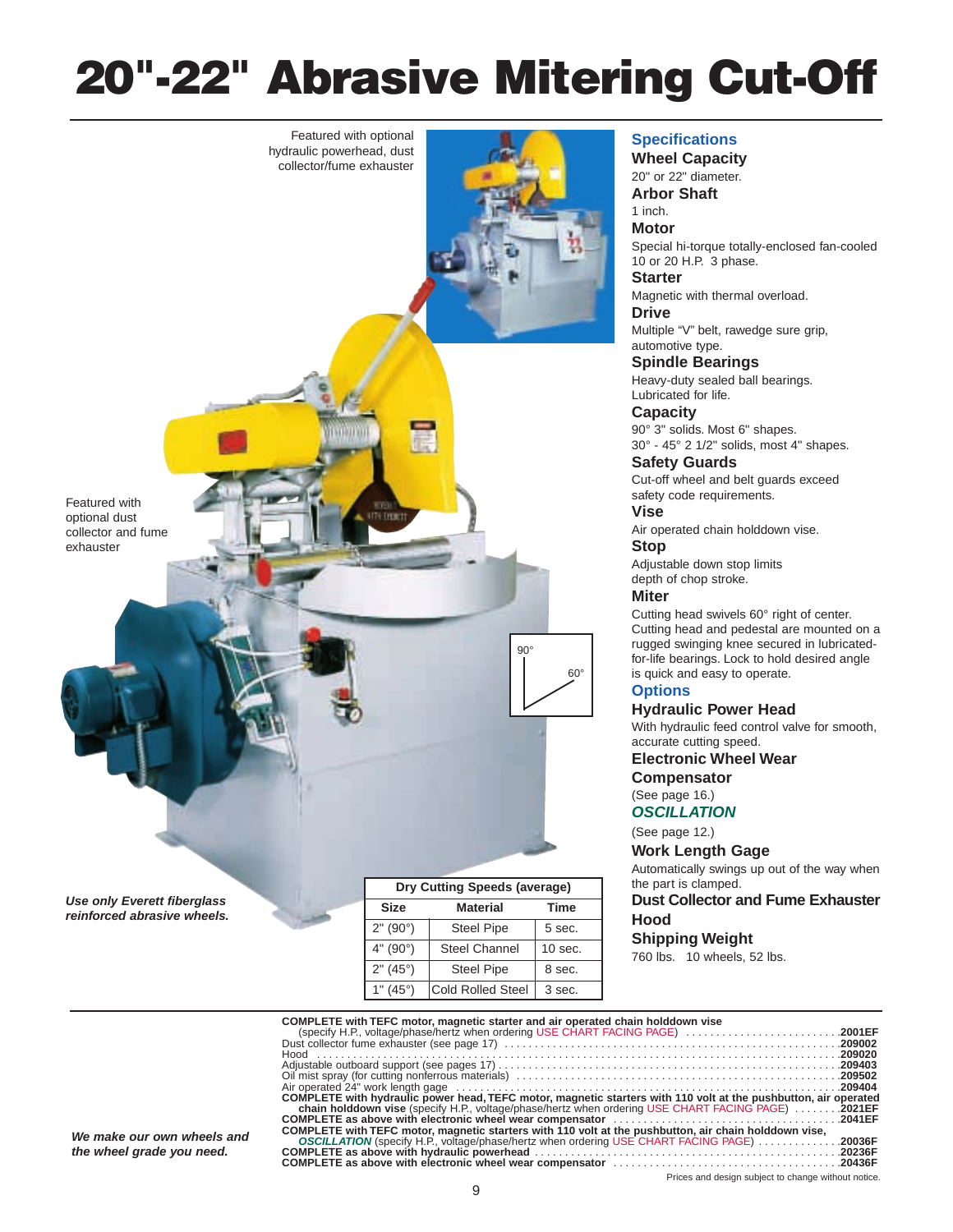# 20"-22" Abrasive Mitering Cut-Off

Featured with optional hydraulic powerhead, dust collector/fume exhauster

Featured with optional dust collector and fume exhauster

90°

60°

*Use only Everett fiberglass reinforced abrasive wheels.*

| Dry Cutting Speeds (average) | | |
|---|---|---|
| Size | Material | Time |
| 2" (90°) | Steel Pipe | 5 sec. |
| 4" (90°) | Steel Channel | 10 sec. |
| 2" (45°) | Steel Pipe | 8 sec. |
| 1" (45°) | Cold Rolled Steel | 3 sec. |

## Specifications

### Wheel Capacity
20" or 22" diameter.

### Arbor Shaft
1 inch.

### Motor
Special hi-torque totally-enclosed fan-cooled 10 or 20 H.P. 3 phase.

### Starter
Magnetic with thermal overload.

### Drive
Multiple "V" belt, rawedge sure grip, automotive type.

### Spindle Bearings
Heavy-duty sealed ball bearings. Lubricated for life.

### Capacity
90° 3" solids. Most 6" shapes.
30° - 45° 2 1/2" solids, most 4" shapes.

### Safety Guards
Cut-off wheel and belt guards exceed safety code requirements.

### Vise
Air operated chain holddown vise.

### Stop
Adjustable down stop limits depth of chop stroke.

### Miter
Cutting head swivels 60° right of center. Cutting head and pedestal are mounted on a rugged swinging knee secured in lubricated-for-life bearings. Lock to hold desired angle is quick and easy to operate.

## Options

### Hydraulic Power Head
With hydraulic feed control valve for smooth, accurate cutting speed.

### Electronic Wheel Wear Compensator
(See page 16.)

### *OSCILLATION*
(See page 12.)

### Work Length Gage
Automatically swings up out of the way when the part is clamped.

### Dust Collector and Fume Exhauster Hood

### Shipping Weight
760 lbs. 10 wheels, 52 lbs.

---

*We make our own wheels and the wheel grade you need.*

**COMPLETE with TEFC motor, magnetic starter and air operated chain holddown vise**
(specify H.P., voltage/phase/hertz when ordering USE CHART FACING PAGE) .......... **2001EF**
Dust collector fume exhauster (see page 17) .......... **209002**
Hood .......... **209020**
Adjustable outboard support (see pages 17) .......... **209403**
Oil mist spray (for cutting nonferrous materials) .......... **209502**
Air operated 24" work length gage .......... **209404**
**COMPLETE with hydraulic power head, TEFC motor, magnetic starters with 110 volt at the pushbutton, air operated chain holddown vise** (specify H.P., voltage/phase/hertz when ordering USE CHART FACING PAGE) .......... **2021EF**
**COMPLETE as above with electronic wheel wear compensator** .......... **2041EF**
**COMPLETE with TEFC motor, magnetic starters with 110 volt at the pushbutton, air chain holddown vise,** ***OSCILLATION*** (specify H.P., voltage/phase/hertz when ordering USE CHART FACING PAGE) .......... **20036F**
**COMPLETE as above with hydraulic powerhead** .......... **20236F**
**COMPLETE as above with electronic wheel wear compensator** .......... **20436F**

Prices and design subject to change without notice.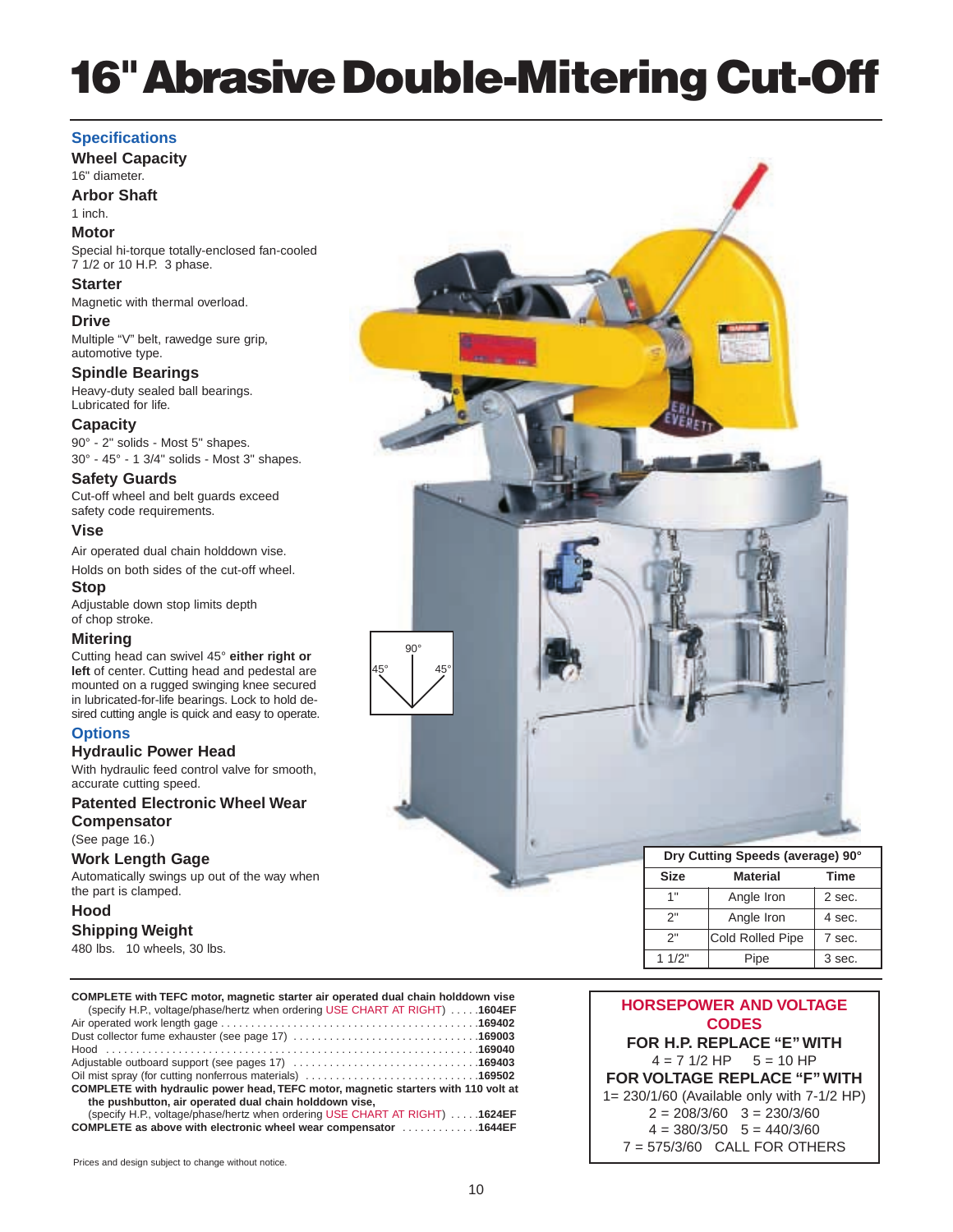# 16" Abrasive Double-Mitering Cut-Off

## Specifications

### Wheel Capacity
16" diameter.

### Arbor Shaft
1 inch.

### Motor
Special hi-torque totally-enclosed fan-cooled 7 1/2 or 10 H.P. 3 phase.

### Starter
Magnetic with thermal overload.

### Drive
Multiple "V" belt, rawedge sure grip, automotive type.

### Spindle Bearings
Heavy-duty sealed ball bearings. Lubricated for life.

### Capacity
90° - 2" solids - Most 5" shapes.
30° - 45° - 1 3/4" solids - Most 3" shapes.

### Safety Guards
Cut-off wheel and belt guards exceed safety code requirements.

### Vise
Air operated dual chain holddown vise.

Holds on both sides of the cut-off wheel.

### Stop
Adjustable down stop limits depth of chop stroke.

### Mitering
Cutting head can swivel 45° **either right or left** of center. Cutting head and pedestal are mounted on a rugged swinging knee secured in lubricated-for-life bearings. Lock to hold desired cutting angle is quick and easy to operate.

## Options

### Hydraulic Power Head
With hydraulic feed control valve for smooth, accurate cutting speed.

### Patented Electronic Wheel Wear Compensator
(See page 16.)

### Work Length Gage
Automatically swings up out of the way when the part is clamped.

### Hood

### Shipping Weight
480 lbs. 10 wheels, 30 lbs.

45° 90° 45°

| Dry Cutting Speeds (average) 90° | | |
|---|---|---|
| Size | Material | Time |
| 1" | Angle Iron | 2 sec. |
| 2" | Angle Iron | 4 sec. |
| 2" | Cold Rolled Pipe | 7 sec. |
| 1 1/2" | Pipe | 3 sec. |

**COMPLETE with TEFC motor, magnetic starter air operated dual chain holddown vise**
(specify H.P., voltage/phase/hertz when ordering USE CHART AT RIGHT) . . . . . **1604EF**
Air operated work length gage . . . . . . . . . . **169402**
Dust collector fume exhauster (see page 17) . . . . . . . . . . **169003**
Hood . . . . . . . . . . **169040**
Adjustable outboard support (see pages 17) . . . . . . . . . . **169403**
Oil mist spray (for cutting nonferrous materials) . . . . . . . . . . **169502**
**COMPLETE with hydraulic power head, TEFC motor, magnetic starters with 110 volt at the pushbutton, air operated dual chain holddown vise,**
(specify H.P., voltage/phase/hertz when ordering USE CHART AT RIGHT) . . . . . **1624EF**
**COMPLETE as above with electronic wheel wear compensator . . . . . . . . . . 1644EF**

**HORSEPOWER AND VOLTAGE CODES**

**FOR H.P. REPLACE "E" WITH**
4 = 7 1/2 HP 5 = 10 HP

**FOR VOLTAGE REPLACE "F" WITH**
1= 230/1/60 (Available only with 7-1/2 HP)
2 = 208/3/60 3 = 230/3/60
4 = 380/3/50 5 = 440/3/60
7 = 575/3/60 CALL FOR OTHERS

Prices and design subject to change without notice.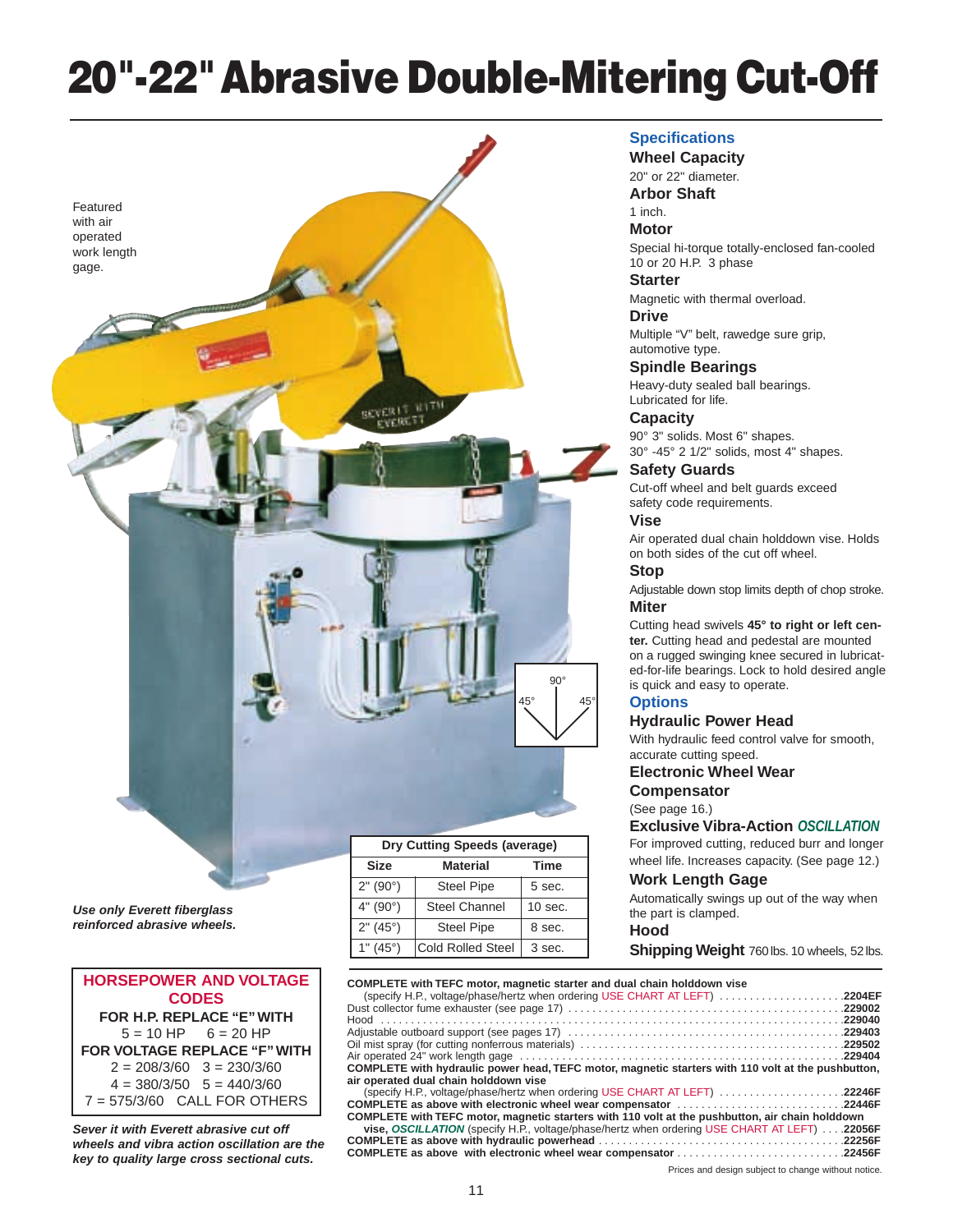# 20"-22" Abrasive Double-Mitering Cut-Off

Featured with air operated work length gage.

*Use only Everett fiberglass reinforced abrasive wheels.*

| Dry Cutting Speeds (average) | | |
|---|---|---|
| **Size** | **Material** | **Time** |
| 2" (90°) | Steel Pipe | 5 sec. |
| 4" (90°) | Steel Channel | 10 sec. |
| 2" (45°) | Steel Pipe | 8 sec. |
| 1" (45°) | Cold Rolled Steel | 3 sec. |

## Specifications

**Wheel Capacity**
20" or 22" diameter.

**Arbor Shaft**
1 inch.

**Motor**
Special hi-torque totally-enclosed fan-cooled 10 or 20 H.P. 3 phase

**Starter**
Magnetic with thermal overload.

**Drive**
Multiple "V" belt, rawedge sure grip, automotive type.

**Spindle Bearings**
Heavy-duty sealed ball bearings. Lubricated for life.

**Capacity**
90° 3" solids. Most 6" shapes.
30° -45° 2 1/2" solids, most 4" shapes.

**Safety Guards**
Cut-off wheel and belt guards exceed safety code requirements.

**Vise**
Air operated dual chain holddown vise. Holds on both sides of the cut off wheel.

**Stop**
Adjustable down stop limits depth of chop stroke.

**Miter**
Cutting head swivels **45° to right or left center.** Cutting head and pedestal are mounted on a rugged swinging knee secured in lubricated-for-life bearings. Lock to hold desired angle is quick and easy to operate.

## Options

**Hydraulic Power Head**
With hydraulic feed control valve for smooth, accurate cutting speed.

**Electronic Wheel Wear Compensator**
(See page 16.)

**Exclusive Vibra-Action *OSCILLATION***
For improved cutting, reduced burr and longer wheel life. Increases capacity. (See page 12.)

**Work Length Gage**
Automatically swings up out of the way when the part is clamped.

**Hood**

**Shipping Weight** 760 lbs. 10 wheels, 52 lbs.

### HORSEPOWER AND VOLTAGE CODES

**FOR H.P. REPLACE "E" WITH**
5 = 10 HP  6 = 20 HP

**FOR VOLTAGE REPLACE "F" WITH**
2 = 208/3/60  3 = 230/3/60
4 = 380/3/50  5 = 440/3/60
7 = 575/3/60  CALL FOR OTHERS

*Sever it with Everett abrasive cut off wheels and vibra action oscillation are the key to quality large cross sectional cuts.*

**COMPLETE with TEFC motor, magnetic starter and dual chain holddown vise**
(specify H.P., voltage/phase/hertz when ordering USE CHART AT LEFT) .................... **2204EF**
Dust collector fume exhauster (see page 17) .................... **229002**
Hood .................... **229040**
Adjustable outboard support (see pages 17) .................... **229403**
Oil mist spray (for cutting nonferrous materials) .................... **229502**
Air operated 24" work length gage .................... **229404**
**COMPLETE with hydraulic power head, TEFC motor, magnetic starters with 110 volt at the pushbutton, air operated dual chain holddown vise**
(specify H.P., voltage/phase/hertz when ordering USE CHART AT LEFT) .................... **22246F**
**COMPLETE as above with electronic wheel wear compensator** .................... **22446F**
**COMPLETE with TEFC motor, magnetic starters with 110 volt at the pushbutton, air chain holddown vise, *OSCILLATION*** (specify H.P., voltage/phase/hertz when ordering USE CHART AT LEFT) .... **22056F**
**COMPLETE as above with hydraulic powerhead** .................... **22256F**
**COMPLETE as above with electronic wheel wear compensator** .................... **22456F**

Prices and design subject to change without notice.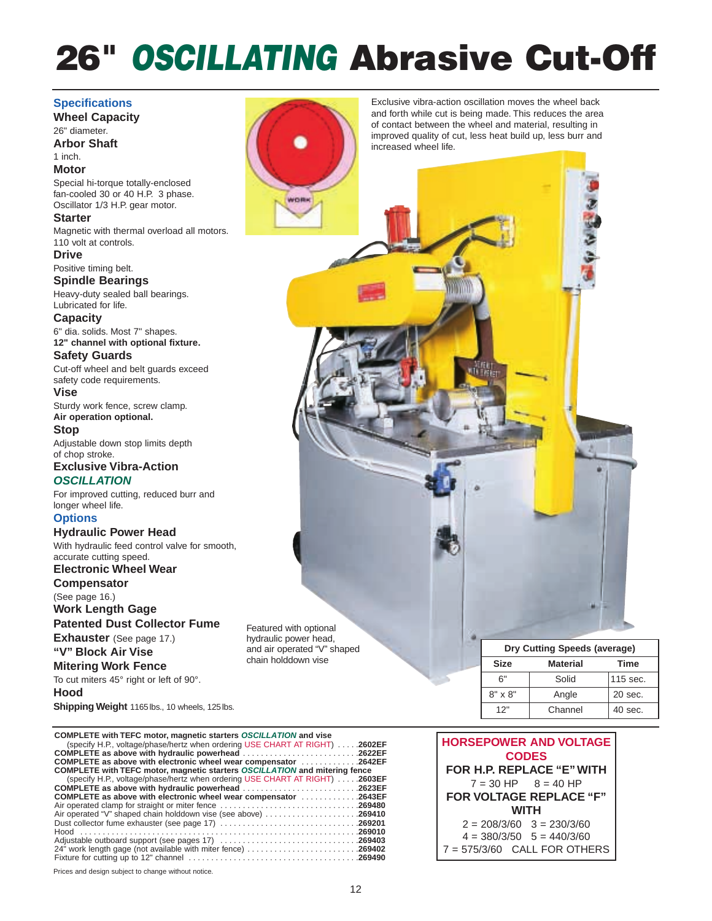# 26" *OSCILLATING* Abrasive Cut-Off

## Specifications

**Wheel Capacity**
26" diameter.

**Arbor Shaft**
1 inch.

**Motor**
Special hi-torque totally-enclosed fan-cooled 30 or 40 H.P. 3 phase. Oscillator 1/3 H.P. gear motor.

**Starter**
Magnetic with thermal overload all motors. 110 volt at controls.

**Drive**
Positive timing belt.

**Spindle Bearings**
Heavy-duty sealed ball bearings. Lubricated for life.

**Capacity**
6" dia. solids. Most 7" shapes.
**12" channel with optional fixture.**

**Safety Guards**
Cut-off wheel and belt guards exceed safety code requirements.

**Vise**
Sturdy work fence, screw clamp.
**Air operation optional.**

**Stop**
Adjustable down stop limits depth of chop stroke.

**Exclusive Vibra-Action *OSCILLATION***
For improved cutting, reduced burr and longer wheel life.

## Options

**Hydraulic Power Head**
With hydraulic feed control valve for smooth, accurate cutting speed.

**Electronic Wheel Wear Compensator**
(See page 16.)

**Work Length Gage**

**Patented Dust Collector Fume Exhauster** (See page 17.)

**"V" Block Air Vise**

**Mitering Work Fence**
To cut miters 45° right or left of 90°.

**Hood**

**Shipping Weight** 1165 lbs., 10 wheels, 125 lbs.

Exclusive vibra-action oscillation moves the wheel back and forth while cut is being made. This reduces the area of contact between the wheel and material, resulting in improved quality of cut, less heat build up, less burr and increased wheel life.

Featured with optional hydraulic power head, and air operated "V" shaped chain holddown vise

| Dry Cutting Speeds (average) | | |
|---|---|---|
| **Size** | **Material** | **Time** |
| 6" | Solid | 115 sec. |
| 8" x 8" | Angle | 20 sec. |
| 12" | Channel | 40 sec. |

**COMPLETE with TEFC motor, magnetic starters *OSCILLATION* and vise**
(specify H.P., voltage/phase/hertz when ordering USE CHART AT RIGHT) ..... **2602EF**
**COMPLETE as above with hydraulic powerhead** ..... **2622EF**
**COMPLETE as above with electronic wheel wear compensator** ..... **2642EF**
**COMPLETE with TEFC motor, magnetic starters *OSCILLATION* and mitering fence**
(specify H.P., voltage/phase/hertz when ordering USE CHART AT RIGHT) ..... **2603EF**
**COMPLETE as above with hydraulic powerhead** ..... **2623EF**
**COMPLETE as above with electronic wheel wear compensator** ..... **2643EF**
Air operated clamp for straight or miter fence ..... **269480**
Air operated "V" shaped chain holddown vise (see above) ..... **269410**
Dust collector fume exhauster (see page 17) ..... **269201**
Hood ..... **269010**
Adjustable outboard support (see pages 17) ..... **269403**
24" work length gage (not available with miter fence) ..... **269402**
Fixture for cutting up to 12" channel ..... **269490**

Prices and design subject to change without notice.

**HORSEPOWER AND VOLTAGE CODES**

**FOR H.P. REPLACE "E" WITH**
7 = 30 HP  8 = 40 HP

**FOR VOLTAGE REPLACE "F" WITH**
2 = 208/3/60  3 = 230/3/60
4 = 380/3/50  5 = 440/3/60
7 = 575/3/60  CALL FOR OTHERS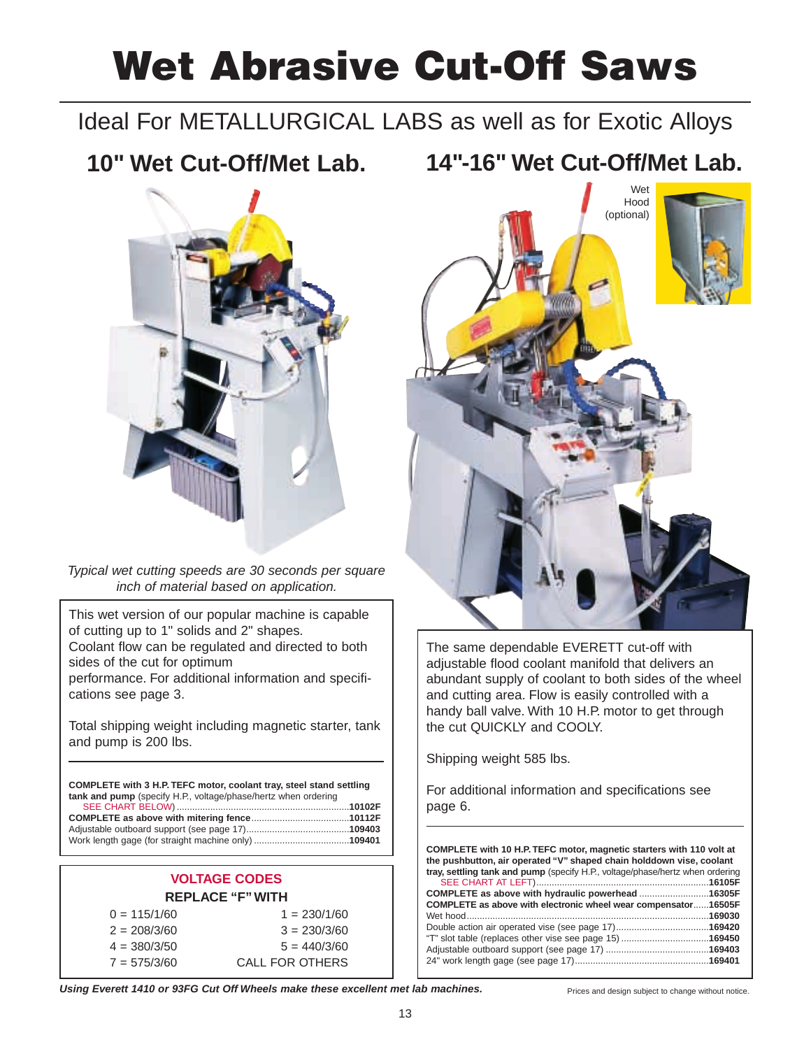# Wet Abrasive Cut-Off Saws

## Ideal For METALLURGICAL LABS as well as for Exotic Alloys

### 10" Wet Cut-Off/Met Lab.

*Typical wet cutting speeds are 30 seconds per square inch of material based on application.*

This wet version of our popular machine is capable of cutting up to 1" solids and 2" shapes. Coolant flow can be regulated and directed to both sides of the cut for optimum performance. For additional information and specifications see page 3.

Total shipping weight including magnetic starter, tank and pump is 200 lbs.

**COMPLETE with 3 H.P. TEFC motor, coolant tray, steel stand settling tank and pump** (specify H.P., voltage/phase/hertz when ordering SEE CHART BELOW) ....... **10102F**
**COMPLETE as above with mitering fence** ....... **10112F**
Adjustable outboard support (see page 17) ....... **109403**
Work length gage (for straight machine only) ....... **109401**

**VOLTAGE CODES**

**REPLACE "F" WITH**

| | |
|---|---|
| 0 = 115/1/60 | 1 = 230/1/60 |
| 2 = 208/3/60 | 3 = 230/3/60 |
| 4 = 380/3/50 | 5 = 440/3/60 |
| 7 = 575/3/60 | CALL FOR OTHERS |

### 14"-16" Wet Cut-Off/Met Lab.

Wet Hood (optional)

The same dependable EVERETT cut-off with adjustable flood coolant manifold that delivers an abundant supply of coolant to both sides of the wheel and cutting area. Flow is easily controlled with a handy ball valve. With 10 H.P. motor to get through the cut QUICKLY and COOLY.

Shipping weight 585 lbs.

For additional information and specifications see page 6.

**COMPLETE with 10 H.P. TEFC motor, magnetic starters with 110 volt at the pushbutton, air operated "V" shaped chain holddown vise, coolant tray, settling tank and pump** (specify H.P., voltage/phase/hertz when ordering SEE CHART AT LEFT) ....... **16105F**
**COMPLETE as above with hydraulic powerhead** ....... **16305F**
**COMPLETE as above with electronic wheel wear compensator** ....... **16505F**
Wet hood ....... **169030**
Double action air operated vise (see page 17) ....... **169420**
"T" slot table (replaces other vise see page 15) ....... **169450**
Adjustable outboard support (see page 17) ....... **169403**
24" work length gage (see page 17) ....... **169401**

***Using Everett 1410 or 93FG Cut Off Wheels make these excellent met lab machines.***

Prices and design subject to change without notice.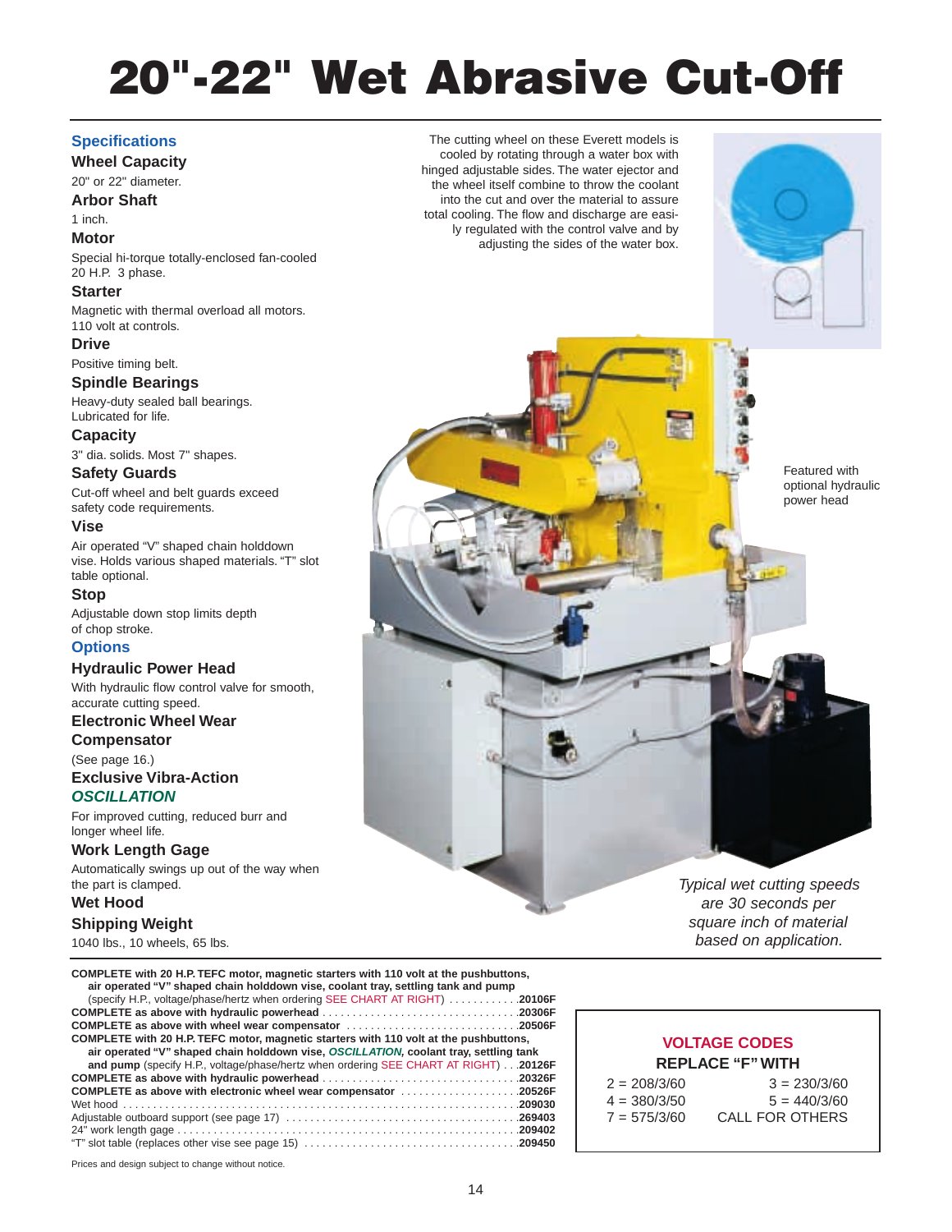# 20"-22" Wet Abrasive Cut-Off

## Specifications

### Wheel Capacity
20" or 22" diameter.

### Arbor Shaft
1 inch.

### Motor
Special hi-torque totally-enclosed fan-cooled 20 H.P. 3 phase.

### Starter
Magnetic with thermal overload all motors. 110 volt at controls.

### Drive
Positive timing belt.

### Spindle Bearings
Heavy-duty sealed ball bearings. Lubricated for life.

### Capacity
3" dia. solids. Most 7" shapes.

### Safety Guards
Cut-off wheel and belt guards exceed safety code requirements.

### Vise
Air operated "V" shaped chain holddown vise. Holds various shaped materials. "T" slot table optional.

### Stop
Adjustable down stop limits depth of chop stroke.

## Options

### Hydraulic Power Head
With hydraulic flow control valve for smooth, accurate cutting speed.

### Electronic Wheel Wear Compensator
(See page 16.)

### Exclusive Vibra-Action *OSCILLATION*
For improved cutting, reduced burr and longer wheel life.

### Work Length Gage
Automatically swings up out of the way when the part is clamped.

### Wet Hood

### Shipping Weight
1040 lbs., 10 wheels, 65 lbs.

The cutting wheel on these Everett models is cooled by rotating through a water box with hinged adjustable sides. The water ejector and the wheel itself combine to throw the coolant into the cut and over the material to assure total cooling. The flow and discharge are easily regulated with the control valve and by adjusting the sides of the water box.

Featured with optional hydraulic power head

*Typical wet cutting speeds are 30 seconds per square inch of material based on application.*

**COMPLETE with 20 H.P. TEFC motor, magnetic starters with 110 volt at the pushbuttons, air operated "V" shaped chain holddown vise, coolant tray, settling tank and pump** (specify H.P., voltage/phase/hertz when ordering SEE CHART AT RIGHT) ............ **20106F**
**COMPLETE as above with hydraulic powerhead** ............ **20306F**
**COMPLETE as above with wheel wear compensator** ............ **20506F**
**COMPLETE with 20 H.P. TEFC motor, magnetic starters with 110 volt at the pushbuttons, air operated "V" shaped chain holddown vise, *OSCILLATION*, coolant tray, settling tank and pump** (specify H.P., voltage/phase/hertz when ordering SEE CHART AT RIGHT) ... **20126F**
**COMPLETE as above with hydraulic powerhead** ............ **20326F**
**COMPLETE as above with electronic wheel wear compensator** ............ **20526F**
Wet hood ............ **209030**
Adjustable outboard support (see page 17) ............ **269403**
24" work length gage ............ **209402**
"T" slot table (replaces other vise see page 15) ............ **209450**

Prices and design subject to change without notice.

**VOLTAGE CODES**
**REPLACE "F" WITH**

| | |
|---|---|
| 2 = 208/3/60 | 3 = 230/3/60 |
| 4 = 380/3/50 | 5 = 440/3/60 |
| 7 = 575/3/60 | CALL FOR OTHERS |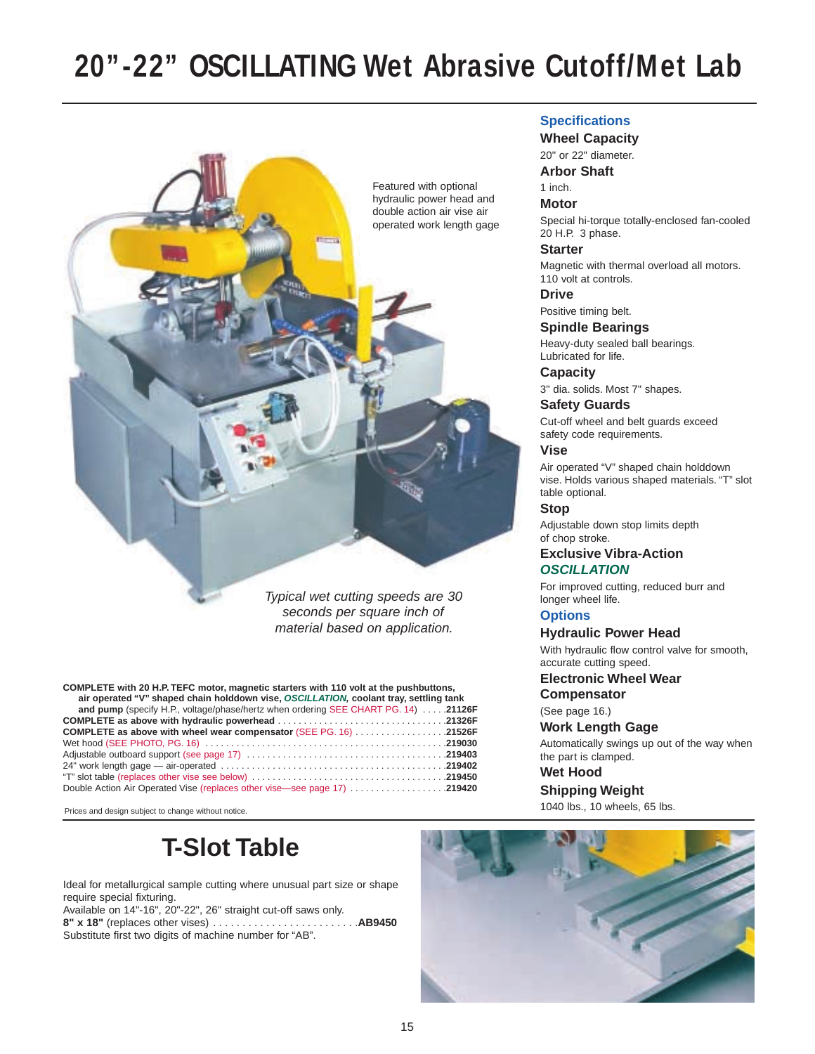# 20"-22" OSCILLATING Wet Abrasive Cutoff/Met Lab

Featured with optional hydraulic power head and double action air vise air operated work length gage

*Typical wet cutting speeds are 30 seconds per square inch of material based on application.*

**COMPLETE with 20 H.P. TEFC motor, magnetic starters with 110 volt at the pushbuttons, air operated "V" shaped chain holddown vise, *OSCILLATION,* coolant tray, settling tank and pump** (specify H.P., voltage/phase/hertz when ordering SEE CHART PG. 14) . . . . . **21126F**
**COMPLETE as above with hydraulic powerhead** . . . . . . . . . . . . . . . . . . . . . . . . . . . . . . . . **21326F**
**COMPLETE as above with wheel wear compensator** (SEE PG. 16) . . . . . . . . . . . . . . . . . **21526F**
Wet hood (SEE PHOTO, PG. 16) . . . . . . . . . . . . . . . . . . . . . . . . . . . . . . . . . . . . . . . . . . . . . . **219030**
Adjustable outboard support (see page 17) . . . . . . . . . . . . . . . . . . . . . . . . . . . . . . . . . . . . . . **219403**
24" work length gage — air-operated . . . . . . . . . . . . . . . . . . . . . . . . . . . . . . . . . . . . . . . . . . **219402**
"T" slot table (replaces other vise see below) . . . . . . . . . . . . . . . . . . . . . . . . . . . . . . . . . . . . . **219450**
Double Action Air Operated Vise (replaces other vise—see page 17) . . . . . . . . . . . . . . . . . . **219420**

Prices and design subject to change without notice.

## Specifications

### Wheel Capacity
20" or 22" diameter.

### Arbor Shaft
1 inch.

### Motor
Special hi-torque totally-enclosed fan-cooled 20 H.P. 3 phase.

### Starter
Magnetic with thermal overload all motors. 110 volt at controls.

### Drive
Positive timing belt.

### Spindle Bearings
Heavy-duty sealed ball bearings. Lubricated for life.

### Capacity
3" dia. solids. Most 7" shapes.

### Safety Guards
Cut-off wheel and belt guards exceed safety code requirements.

### Vise
Air operated "V" shaped chain holddown vise. Holds various shaped materials. "T" slot table optional.

### Stop
Adjustable down stop limits depth of chop stroke.

### Exclusive Vibra-Action *OSCILLATION*
For improved cutting, reduced burr and longer wheel life.

## Options

### Hydraulic Power Head
With hydraulic flow control valve for smooth, accurate cutting speed.

### Electronic Wheel Wear Compensator
(See page 16.)

### Work Length Gage
Automatically swings up out of the way when the part is clamped.

### Wet Hood

### Shipping Weight
1040 lbs., 10 wheels, 65 lbs.

## T-Slot Table

Ideal for metallurgical sample cutting where unusual part size or shape require special fixturing.
Available on 14"-16", 20"-22", 26" straight cut-off saws only.
**8" x 18"** (replaces other vises) . . . . . . . . . . . . . . . . . . . . . . . . . **AB9450**
Substitute first two digits of machine number for "AB".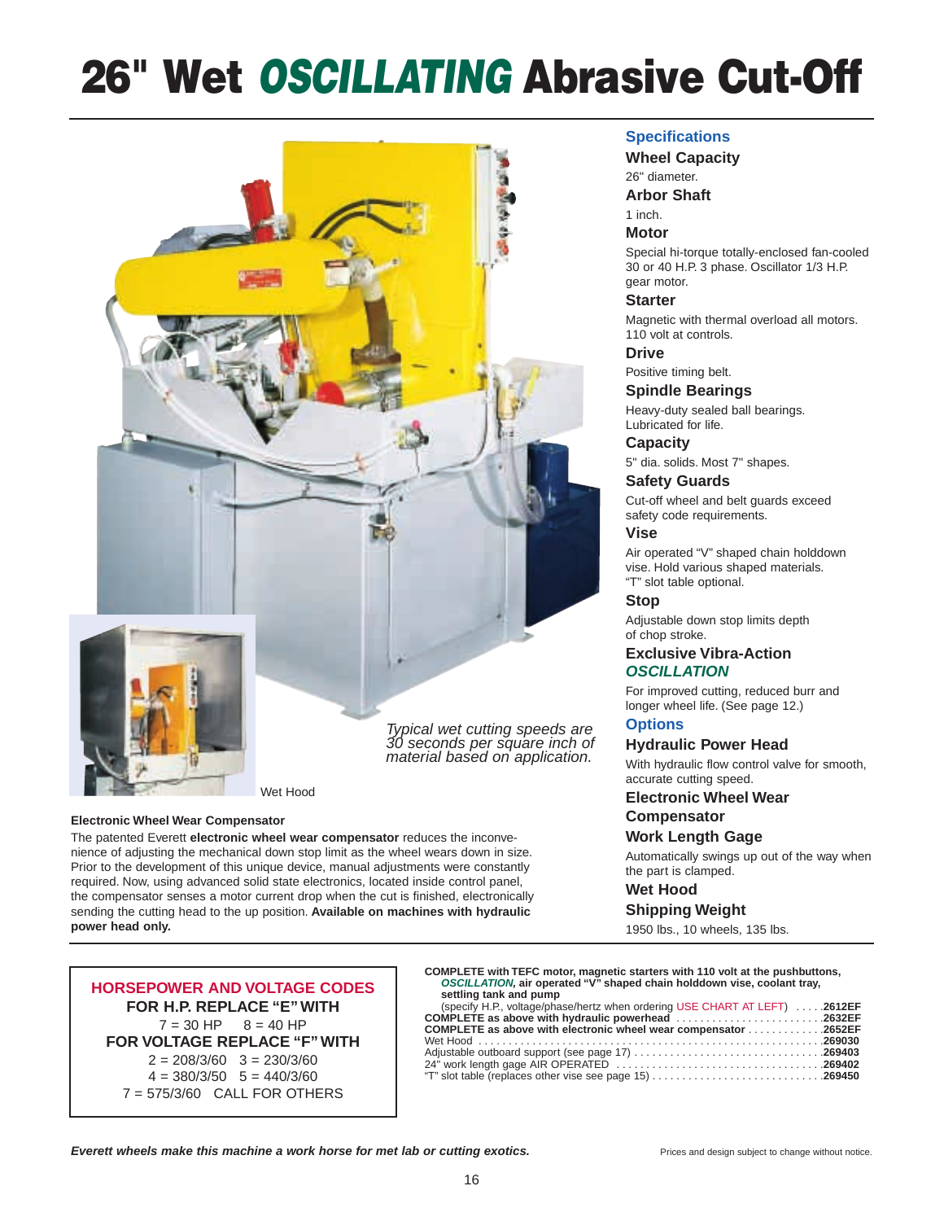# 26" Wet *OSCILLATING* Abrasive Cut-Off

*Typical wet cutting speeds are 30 seconds per square inch of material based on application.*

Wet Hood

**Electronic Wheel Wear Compensator**

The patented Everett **electronic wheel wear compensator** reduces the inconvenience of adjusting the mechanical down stop limit as the wheel wears down in size. Prior to the development of this unique device, manual adjustments were constantly required. Now, using advanced solid state electronics, located inside control panel, the compensator senses a motor current drop when the cut is finished, electronically sending the cutting head to the up position. **Available on machines with hydraulic power head only.**

## Specifications

### Wheel Capacity
26" diameter.

### Arbor Shaft
1 inch.

### Motor
Special hi-torque totally-enclosed fan-cooled 30 or 40 H.P. 3 phase. Oscillator 1/3 H.P. gear motor.

### Starter
Magnetic with thermal overload all motors. 110 volt at controls.

### Drive
Positive timing belt.

### Spindle Bearings
Heavy-duty sealed ball bearings. Lubricated for life.

### Capacity
5" dia. solids. Most 7" shapes.

### Safety Guards
Cut-off wheel and belt guards exceed safety code requirements.

### Vise
Air operated "V" shaped chain holddown vise. Hold various shaped materials. "T" slot table optional.

### Stop
Adjustable down stop limits depth of chop stroke.

### Exclusive Vibra-Action *OSCILLATION*
For improved cutting, reduced burr and longer wheel life. (See page 12.)

## Options

### Hydraulic Power Head
With hydraulic flow control valve for smooth, accurate cutting speed.

### Electronic Wheel Wear Compensator

### Work Length Gage
Automatically swings up out of the way when the part is clamped.

### Wet Hood

### Shipping Weight
1950 lbs., 10 wheels, 135 lbs.

---

**HORSEPOWER AND VOLTAGE CODES**

**FOR H.P. REPLACE "E" WITH**

7 = 30 HP    8 = 40 HP

**FOR VOLTAGE REPLACE "F" WITH**

2 = 208/3/60    3 = 230/3/60

4 = 380/3/50    5 = 440/3/60

7 = 575/3/60    CALL FOR OTHERS

---

**COMPLETE with TEFC motor, magnetic starters with 110 volt at the pushbuttons, *OSCILLATION*, air operated "V" shaped chain holddown vise, coolant tray, settling tank and pump**
(specify H.P., voltage/phase/hertz when ordering USE CHART AT LEFT) ..... **2612EF**
**COMPLETE as above with hydraulic powerhead** ..... **2632EF**
**COMPLETE as above with electronic wheel wear compensator** ..... **2652EF**
Wet Hood ..... **269030**
Adjustable outboard support (see page 17) ..... **269403**
24" work length gage AIR OPERATED ..... **269402**
"T" slot table (replaces other vise see page 15) ..... **269450**

***Everett wheels make this machine a work horse for met lab or cutting exotics.***

Prices and design subject to change without notice.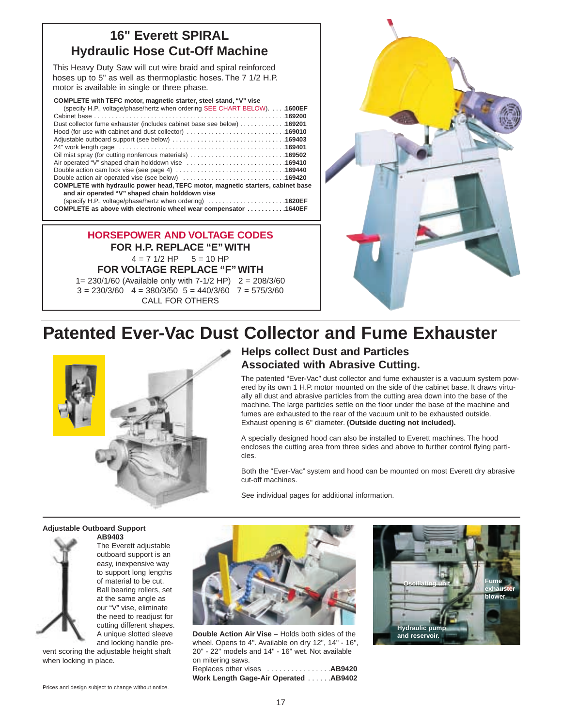## 16" Everett SPIRAL Hydraulic Hose Cut-Off Machine

This Heavy Duty Saw will cut wire braid and spiral reinforced hoses up to 5" as well as thermoplastic hoses. The 7 1/2 H.P. motor is available in single or three phase.

**COMPLETE with TEFC motor, magnetic starter, steel stand, "V" vise**
(specify H.P., voltage/phase/hertz when ordering SEE CHART BELOW). . . . .**1600EF**
Cabinet base . . . . . . . . . . . . . . . . . . . . . . . . . . . . . . . . . . . . . . . . . . . . . . . . . . . . .**169200**
Dust collector fume exhauster (includes cabinet base see below) . . . . . . . . . . . . .**169201**
Hood (for use with cabinet and dust collector) . . . . . . . . . . . . . . . . . . . . . . . . . . .**169010**
Adjustable outboard support (see below) . . . . . . . . . . . . . . . . . . . . . . . . . . . . . . .**169403**
24" work length gage . . . . . . . . . . . . . . . . . . . . . . . . . . . . . . . . . . . . . . . . . . . . . .**169401**
Oil mist spray (for cutting nonferrous materials) . . . . . . . . . . . . . . . . . . . . . . . . . .**169502**
Air operated "V" shaped chain holddown vise . . . . . . . . . . . . . . . . . . . . . . . . . . .**169410**
Double action cam lock vise (see page 4) . . . . . . . . . . . . . . . . . . . . . . . . . . . . . .**169440**
Double action air operated vise (see below) . . . . . . . . . . . . . . . . . . . . . . . . . . . .**169420**
**COMPLETE with hydraulic power head, TEFC motor, magnetic starters, cabinet base and air operated "V" shaped chain holddown vise**
(specify H.P., voltage/phase/hertz when ordering) . . . . . . . . . . . . . . . . . . . . . .**1620EF**
**COMPLETE as above with electronic wheel wear compensator . . . . . . . . . . .1640EF**

### HORSEPOWER AND VOLTAGE CODES

**FOR H.P. REPLACE "E" WITH**
4 = 7 1/2 HP 5 = 10 HP

**FOR VOLTAGE REPLACE "F" WITH**
1= 230/1/60 (Available only with 7-1/2 HP) 2 = 208/3/60
3 = 230/3/60 4 = 380/3/50 5 = 440/3/60 7 = 575/3/60
CALL FOR OTHERS

# Patented Ever-Vac Dust Collector and Fume Exhauster

### Helps collect Dust and Particles Associated with Abrasive Cutting.

The patented "Ever-Vac" dust collector and fume exhauster is a vacuum system powered by its own 1 H.P. motor mounted on the side of the cabinet base. It draws virtually all dust and abrasive particles from the cutting area down into the base of the machine. The large particles settle on the floor under the base of the machine and fumes are exhausted to the rear of the vacuum unit to be exhausted outside. Exhaust opening is 6" diameter. **(Outside ducting not included).**

A specially designed hood can also be installed to Everett machines. The hood encloses the cutting area from three sides and above to further control flying particles.

Both the "Ever-Vac" system and hood can be mounted on most Everett dry abrasive cut-off machines.

See individual pages for additional information.

**Adjustable Outboard Support**
**AB9403**
The Everett adjustable outboard support is an easy, inexpensive way to support long lengths of material to be cut. Ball bearing rollers, set at the same angle as our "V" vise, eliminate the need to readjust for cutting different shapes. A unique slotted sleeve and locking handle prevent scoring the adjustable height shaft when locking in place.

**Double Action Air Vise –** Holds both sides of the wheel. Opens to 4". Available on dry 12", 14" - 16", 20" - 22" models and 14" - 16" wet. Not available on mitering saws.
Replaces other vises . . . . . . . . . . . . . . . .**AB9420**
**Work Length Gage-Air Operated** . . . . . .**AB9402**

Oscillating unit.
Fume exhauster blower.
Hydraulic pump and reservoir.

Prices and design subject to change without notice.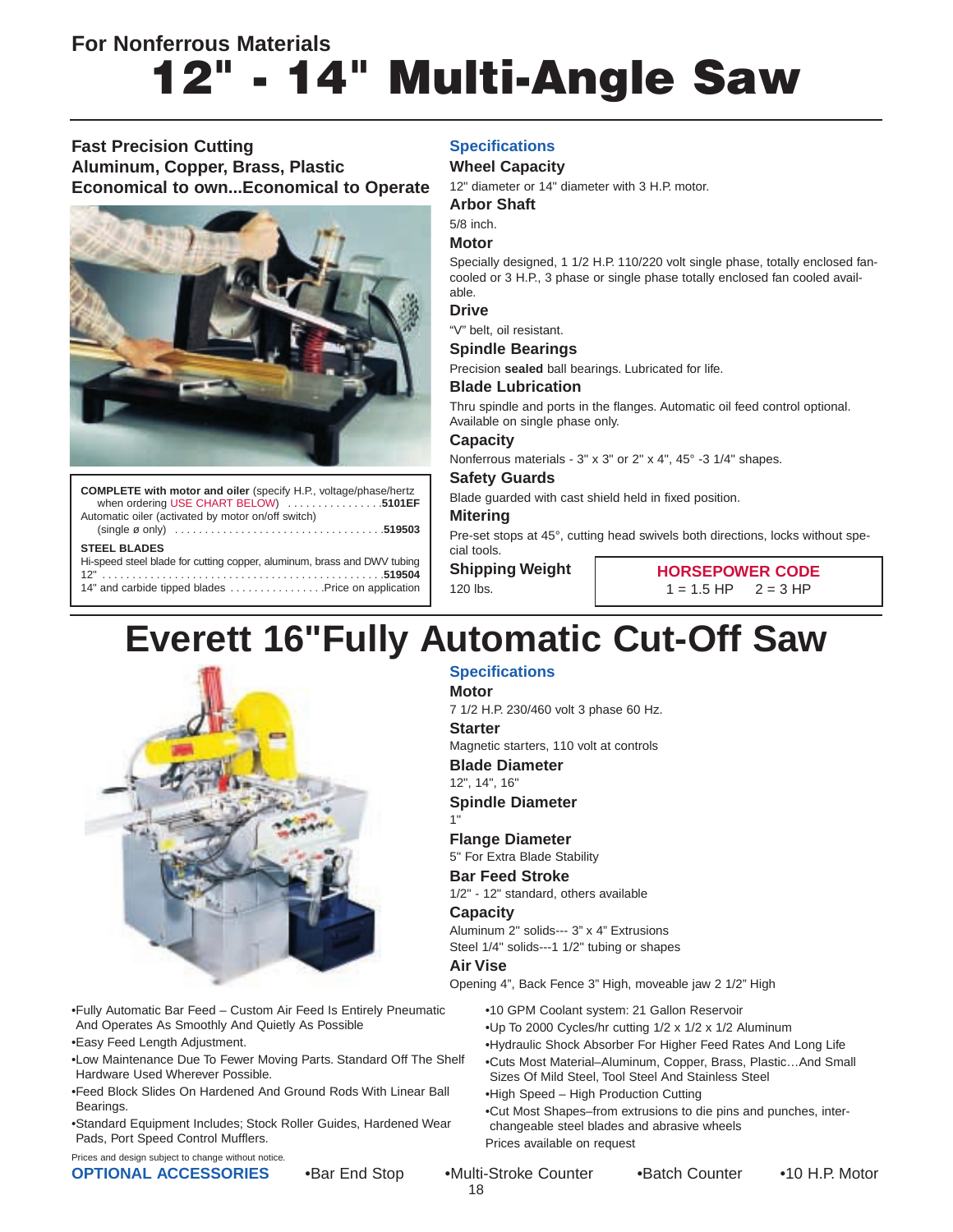## For Nonferrous Materials

# 12" - 14" Multi-Angle Saw

**Fast Precision Cutting**
**Aluminum, Copper, Brass, Plastic**
**Economical to own...Economical to Operate**

**COMPLETE with motor and oiler** (specify H.P., voltage/phase/hertz when ordering USE CHART BELOW) ................ **5101EF**
Automatic oiler (activated by motor on/off switch) (single ø only) .................................. **519503**

**STEEL BLADES**
Hi-speed steel blade for cutting copper, aluminum, brass and DWV tubing
12" ............................................... **519504**
14" and carbide tipped blades ................ Price on application

### Specifications

**Wheel Capacity**
12" diameter or 14" diameter with 3 H.P. motor.

**Arbor Shaft**
5/8 inch.

**Motor**
Specially designed, 1 1/2 H.P. 110/220 volt single phase, totally enclosed fan-cooled or 3 H.P., 3 phase or single phase totally enclosed fan cooled available.

**Drive**
"V" belt, oil resistant.

**Spindle Bearings**
Precision **sealed** ball bearings. Lubricated for life.

**Blade Lubrication**
Thru spindle and ports in the flanges. Automatic oil feed control optional. Available on single phase only.

**Capacity**
Nonferrous materials - 3" x 3" or 2" x 4", 45° -3 1/4" shapes.

**Safety Guards**
Blade guarded with cast shield held in fixed position.

**Mitering**
Pre-set stops at 45°, cutting head swivels both directions, locks without special tools.

**Shipping Weight**
120 lbs.

| HORSEPOWER CODE | |
|---|---|
| 1 = 1.5 HP | 2 = 3 HP |

# Everett 16"Fully Automatic Cut-Off Saw

### Specifications

**Motor**
7 1/2 H.P. 230/460 volt 3 phase 60 Hz.

**Starter**
Magnetic starters, 110 volt at controls

**Blade Diameter**
12", 14", 16"

**Spindle Diameter**
1"

**Flange Diameter**
5" For Extra Blade Stability

**Bar Feed Stroke**
1/2" - 12" standard, others available

**Capacity**
Aluminum 2" solids--- 3" x 4" Extrusions
Steel 1/4" solids---1 1/2" tubing or shapes

**Air Vise**
Opening 4", Back Fence 3" High, moveable jaw 2 1/2" High

- Fully Automatic Bar Feed – Custom Air Feed Is Entirely Pneumatic And Operates As Smoothly And Quietly As Possible
- Easy Feed Length Adjustment.
- Low Maintenance Due To Fewer Moving Parts. Standard Off The Shelf Hardware Used Wherever Possible.
- Feed Block Slides On Hardened And Ground Rods With Linear Ball Bearings.
- Standard Equipment Includes; Stock Roller Guides, Hardened Wear Pads, Port Speed Control Mufflers.
- 10 GPM Coolant system: 21 Gallon Reservoir
- Up To 2000 Cycles/hr cutting 1/2 x 1/2 x 1/2 Aluminum
- Hydraulic Shock Absorber For Higher Feed Rates And Long Life
- Cuts Most Material–Aluminum, Copper, Brass, Plastic…And Small Sizes Of Mild Steel, Tool Steel And Stainless Steel
- High Speed – High Production Cutting
- Cut Most Shapes–from extrusions to die pins and punches, interchangeable steel blades and abrasive wheels

Prices available on request

Prices and design subject to change without notice.

**OPTIONAL ACCESSORIES** •Bar End Stop •Multi-Stroke Counter •Batch Counter •10 H.P. Motor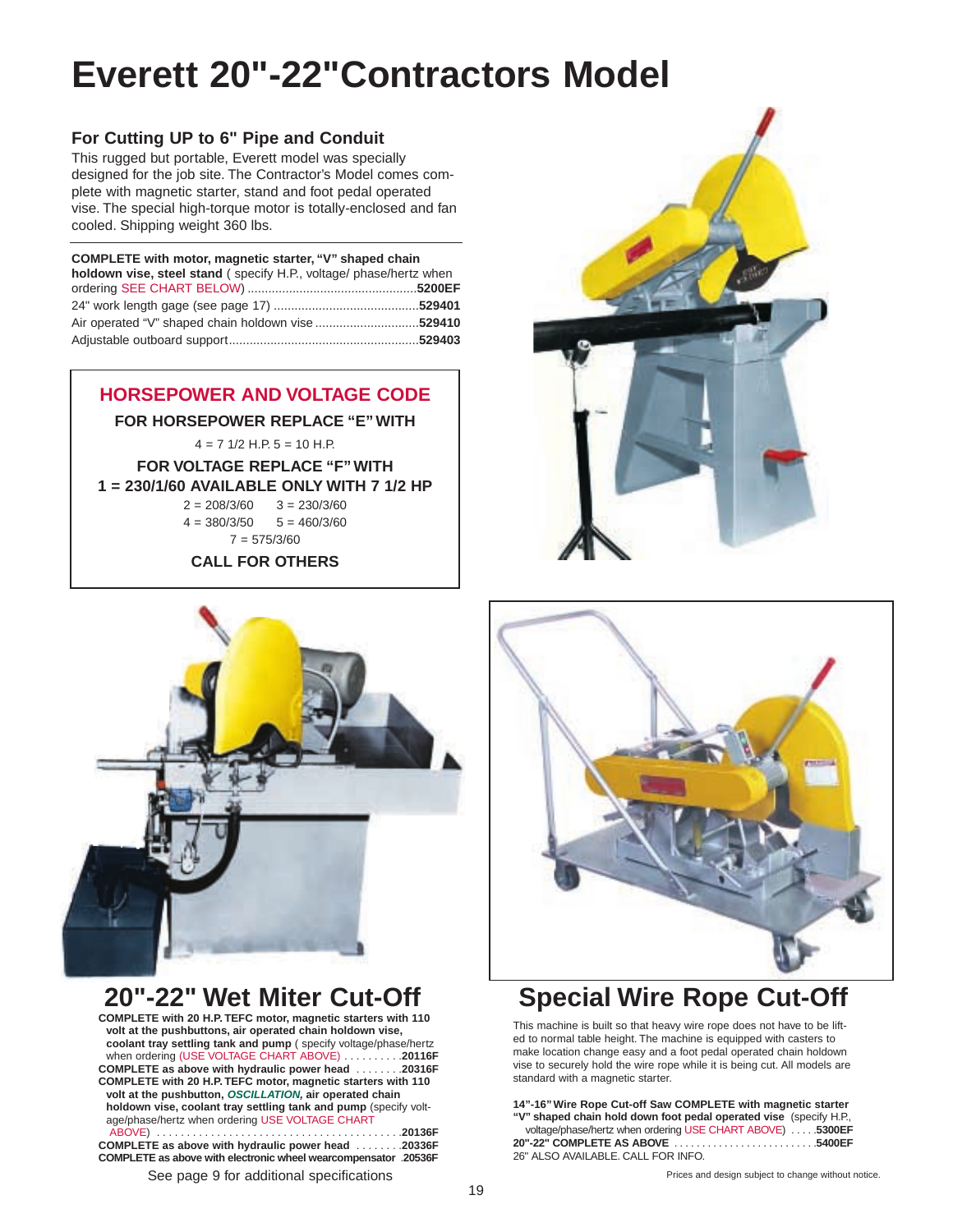# Everett 20"-22"Contractors Model

### For Cutting UP to 6" Pipe and Conduit

This rugged but portable, Everett model was specially designed for the job site. The Contractor's Model comes complete with magnetic starter, stand and foot pedal operated vise. The special high-torque motor is totally-enclosed and fan cooled. Shipping weight 360 lbs.

**COMPLETE with motor, magnetic starter, "V" shaped chain holdown vise, steel stand** ( specify H.P., voltage/ phase/hertz when ordering SEE CHART BELOW) ............................................**5200EF**
24" work length gage (see page 17) ..........................................**529401**
Air operated "V" shaped chain holdown vise .............................**529410**
Adjustable outboard support.......................................................**529403**

**HORSEPOWER AND VOLTAGE CODE**

**FOR HORSEPOWER REPLACE "E" WITH**

4 = 7 1/2 H.P. 5 = 10 H.P.

**FOR VOLTAGE REPLACE "F" WITH**
**1 = 230/1/60 AVAILABLE ONLY WITH 7 1/2 HP**

2 = 208/3/60 3 = 230/3/60
4 = 380/3/50 5 = 460/3/60
7 = 575/3/60

**CALL FOR OTHERS**

## 20"-22" Wet Miter Cut-Off

**COMPLETE with 20 H.P. TEFC motor, magnetic starters with 110 volt at the pushbuttons, air operated chain holdown vise, coolant tray settling tank and pump** ( specify voltage/phase/hertz when ordering (USE VOLTAGE CHART ABOVE) . . . . . . . . . .**20116F**
**COMPLETE as above with hydraulic power head** . . . . . . . .**20316F**
**COMPLETE with 20 H.P. TEFC motor, magnetic starters with 110 volt at the pushbutton, *OSCILLATION,* air operated chain holdown vise, coolant tray settling tank and pump** (specify voltage/phase/hertz when ordering USE VOLTAGE CHART ABOVE) . . . . . . . . . . . . . . . . . . . . . . . . . . . . . . . . . . . . . . . . .**20136F**
**COMPLETE as above with hydraulic power head** . . . . . . . .**20336F**
**COMPLETE as above with electronic wheel wearcompensator** .**20536F**

See page 9 for additional specifications

## Special Wire Rope Cut-Off

This machine is built so that heavy wire rope does not have to be lifted to normal table height. The machine is equipped with casters to make location change easy and a foot pedal operated chain holdown vise to securely hold the wire rope while it is being cut. All models are standard with a magnetic starter.

**14"-16" Wire Rope Cut-off Saw COMPLETE with magnetic starter "V" shaped chain hold down foot pedal operated vise** (specify H.P., voltage/phase/hertz when ordering USE CHART ABOVE) . . . . .**5300EF**
**20"-22" COMPLETE AS ABOVE** . . . . . . . . . . . . . . . . . . . . . . . . .**5400EF**
26" ALSO AVAILABLE. CALL FOR INFO.

Prices and design subject to change without notice.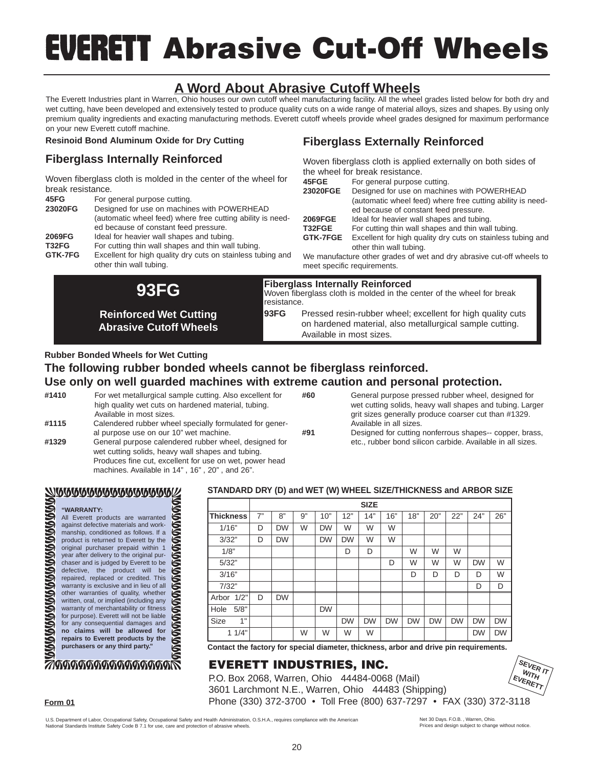# EVERETT Abrasive Cut-Off Wheels

## A Word About Abrasive Cutoff Wheels

The Everett Industries plant in Warren, Ohio houses our own cutoff wheel manufacturing facility. All the wheel grades listed below for both dry and wet cutting, have been developed and extensively tested to produce quality cuts on a wide range of material alloys, sizes and shapes. By using only premium quality ingredients and exacting manufacturing methods. Everett cutoff wheels provide wheel grades designed for maximum performance on your new Everett cutoff machine.

**Resinoid Bond Aluminum Oxide for Dry Cutting**

### Fiberglass Internally Reinforced

Woven fiberglass cloth is molded in the center of the wheel for break resistance.

- **45FG** For general purpose cutting.
- **23020FG** Designed for use on machines with POWERHEAD (automatic wheel feed) where free cutting ability is needed because of constant feed pressure.
- **2069FG** Ideal for heavier wall shapes and tubing.
- **T32FG** For cutting thin wall shapes and thin wall tubing.
- **GTK-7FG** Excellent for high quality dry cuts on stainless tubing and other thin wall tubing.

### Fiberglass Externally Reinforced

Woven fiberglass cloth is applied externally on both sides of the wheel for break resistance.

- **45FGE** For general purpose cutting.
- **23020FGE** Designed for use on machines with POWERHEAD (automatic wheel feed) where free cutting ability is needed because of constant feed pressure.
- **2069FGE** Ideal for heavier wall shapes and tubing.
- **T32FGE** For cutting thin wall shapes and thin wall tubing.
- **GTK-7FGE** Excellent for high quality dry cuts on stainless tubing and other thin wall tubing.

We manufacture other grades of wet and dry abrasive cut-off wheels to meet specific requirements.

## 93FG

**Reinforced Wet Cutting Abrasive Cutoff Wheels**

**Fiberglass Internally Reinforced**
Woven fiberglass cloth is molded in the center of the wheel for break resistance.

- **93FG** Pressed resin-rubber wheel; excellent for high quality cuts on hardened material, also metallurgical sample cutting. Available in most sizes.

**Rubber Bonded Wheels for Wet Cutting**

### The following rubber bonded wheels cannot be fiberglass reinforced. Use only on well guarded machines with extreme caution and personal protection.

- **#1410** For wet metallurgical sample cutting. Also excellent for high quality wet cuts on hardened material, tubing. Available in most sizes.
- **#1115** Calendered rubber wheel specially formulated for general purpose use on our 10" wet machine.
- **#1329** General purpose calendered rubber wheel, designed for wet cutting solids, heavy wall shapes and tubing. Produces fine cut, excellent for use on wet, power head machines. Available in 14", 16", 20", and 26".
- **#60** General purpose pressed rubber wheel, designed for wet cutting solids, heavy wall shapes and tubing. Larger grit sizes generally produce coarser cut than #1329. Available in all sizes.
- **#91** Designed for cutting nonferrous shapes-- copper, brass, etc., rubber bond silicon carbide. Available in all sizes.

**"WARRANTY:**
All Everett products are warranted against defective materials and workmanship, conditioned as follows. If a product is returned to Everett by the original purchaser prepaid within 1 year after delivery to the original purchaser and is judged by Everett to be defective, the product will be repaired, replaced or credited. This warranty is exclusive and in lieu of all other warranties of quality, whether written, oral, or implied (including any warranty of merchantability or fitness for purpose). Everett will not be liable for any consequential damages and **no claims will be allowed for repairs to Everett products by the purchasers or any third party."**

**STANDARD DRY (D) and WET (W) WHEEL SIZE/THICKNESS and ARBOR SIZE**

| | SIZE | | | | | | | | | | | |
|---|---|---|---|---|---|---|---|---|---|---|---|---|
| **Thickness** | 7" | 8" | 9" | 10" | 12" | 14" | 16" | 18" | 20" | 22" | 24" | 26" |
| 1/16" | D | DW | W | DW | W | W | W | | | | | |
| 3/32" | D | DW | | DW | DW | W | W | | | | | |
| 1/8" | | | | | D | D | | W | W | W | | |
| 5/32" | | | | | | | D | W | W | W | DW | W |
| 3/16" | | | | | | | | D | D | D | D | W |
| 7/32" | | | | | | | | | | | D | D |
| Arbor 1/2" | D | DW | | | | | | | | | | |
| Hole 5/8" | | | | DW | | | | | | | | |
| Size 1" | | | | | DW | DW | DW | DW | DW | DW | DW | DW |
| 1 1/4" | | | W | W | W | W | | | | | DW | DW |

**Contact the factory for special diameter, thickness, arbor and drive pin requirements.**

## EVERETT INDUSTRIES, INC.

P.O. Box 2068, Warren, Ohio 44484-0068 (Mail)
3601 Larchmont N.E., Warren, Ohio 44483 (Shipping)
Phone (330) 372-3700 • Toll Free (800) 637-7297 • FAX (330) 372-3118

SEVER IT WITH EVERETT

**Form 01**

U.S. Department of Labor, Occupational Safety, Occupational Safety and Health Administration, O.S.H.A., requires compliance with the American National Standards Institute Safety Code B 7.1 for use, care and protection of abrasive wheels.

Net 30 Days. F.O.B. , Warren, Ohio.
Prices and design subject to change without notice.